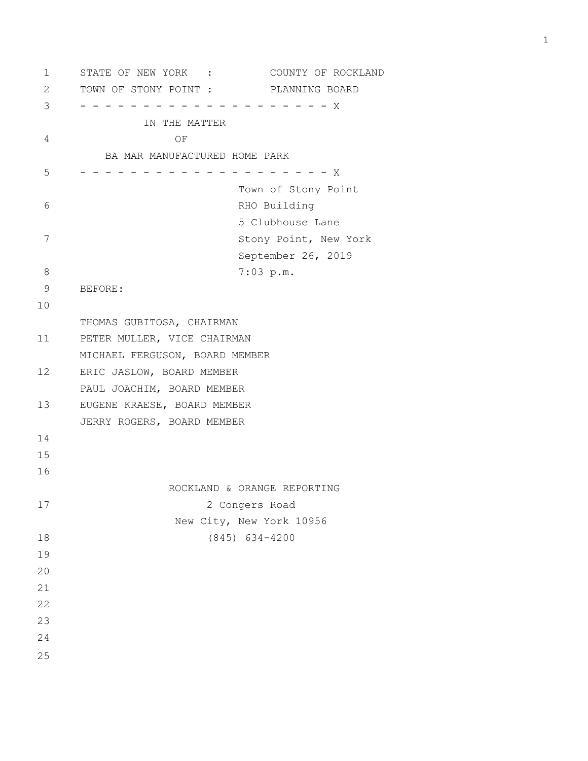STATE OF NEW YORK : COUNTY OF ROCKLAND

TOWN OF STONY POINT : PLANNING BOARD

- - - - - - - - - - - - - - - - - - - - - X

IN THE MATTER

OF

BA MAR MANUFACTURED HOME PARK

- - - - - - - - - - - - - - - - - - - - - X

Town of Stony Point
RHO Building
5 Clubhouse Lane
Stony Point, New York
September 26, 2019
7:03 p.m.

BEFORE:

THOMAS GUBITOSA, CHAIRMAN
PETER MULLER, VICE CHAIRMAN
MICHAEL FERGUSON, BOARD MEMBER
ERIC JASLOW, BOARD MEMBER
PAUL JOACHIM, BOARD MEMBER
EUGENE KRAESE, BOARD MEMBER
JERRY ROGERS, BOARD MEMBER

ROCKLAND & ORANGE REPORTING
2 Congers Road
New City, New York 10956
(845) 634-4200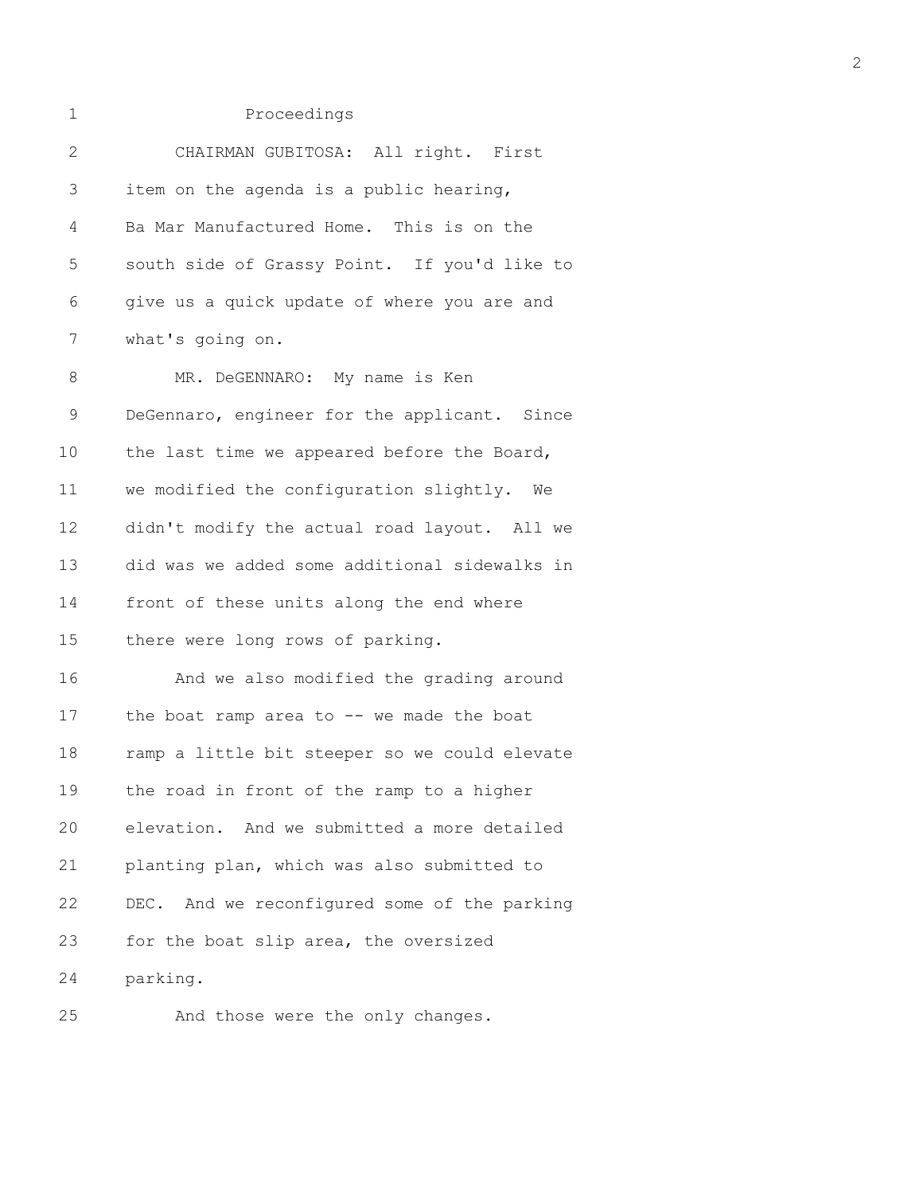Proceedings

CHAIRMAN GUBITOSA: All right. First item on the agenda is a public hearing, Ba Mar Manufactured Home. This is on the south side of Grassy Point. If you'd like to give us a quick update of where you are and what's going on.

MR. DeGENNARO: My name is Ken DeGennaro, engineer for the applicant. Since the last time we appeared before the Board, we modified the configuration slightly. We didn't modify the actual road layout. All we did was we added some additional sidewalks in front of these units along the end where there were long rows of parking.

And we also modified the grading around the boat ramp area to -- we made the boat ramp a little bit steeper so we could elevate the road in front of the ramp to a higher elevation. And we submitted a more detailed planting plan, which was also submitted to DEC. And we reconfigured some of the parking for the boat slip area, the oversized parking.

And those were the only changes.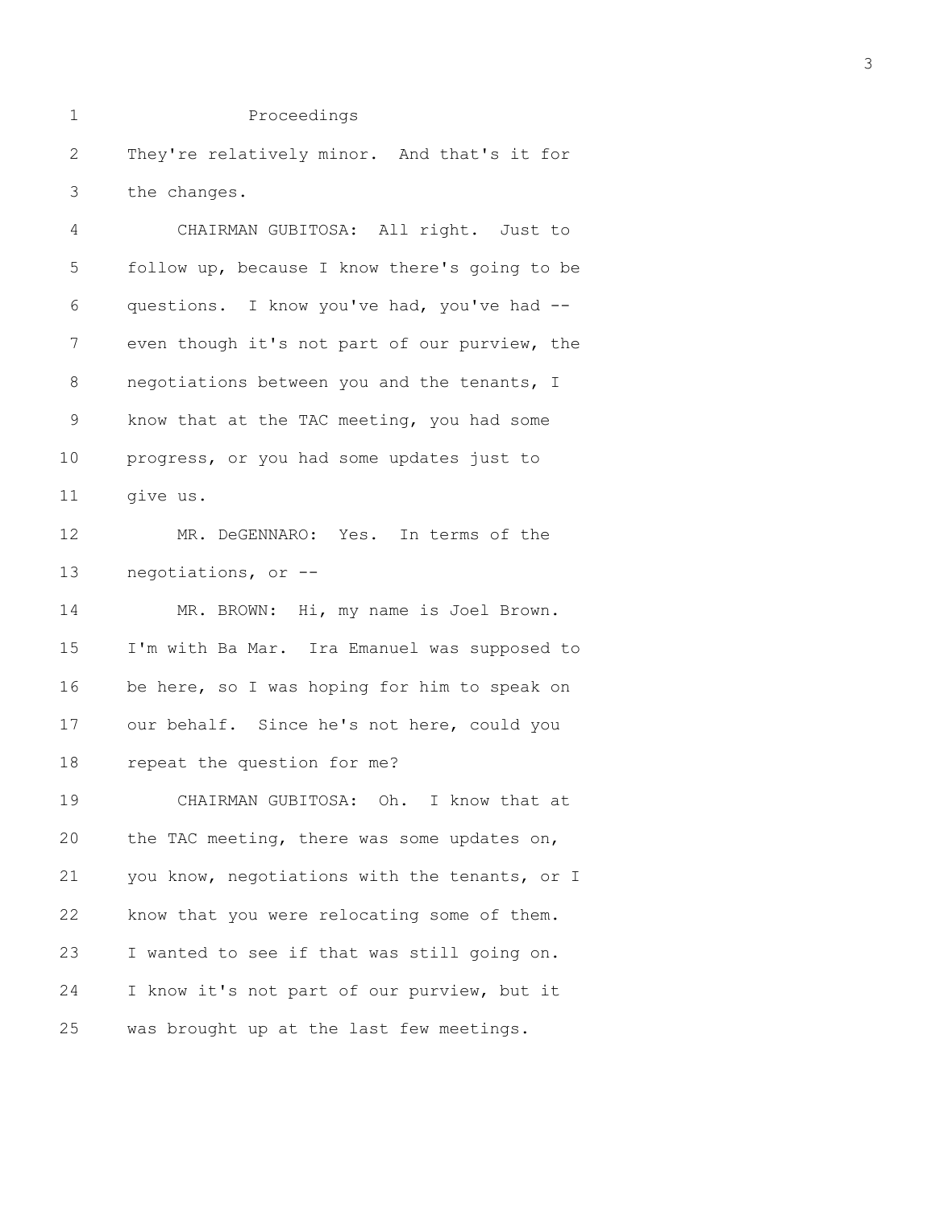Proceedings

They're relatively minor. And that's it for the changes.

CHAIRMAN GUBITOSA: All right. Just to follow up, because I know there's going to be questions. I know you've had, you've had -- even though it's not part of our purview, the negotiations between you and the tenants, I know that at the TAC meeting, you had some progress, or you had some updates just to give us.

MR. DeGENNARO: Yes. In terms of the negotiations, or --

MR. BROWN: Hi, my name is Joel Brown. I'm with Ba Mar. Ira Emanuel was supposed to be here, so I was hoping for him to speak on our behalf. Since he's not here, could you repeat the question for me?

CHAIRMAN GUBITOSA: Oh. I know that at the TAC meeting, there was some updates on, you know, negotiations with the tenants, or I know that you were relocating some of them. I wanted to see if that was still going on. I know it's not part of our purview, but it was brought up at the last few meetings.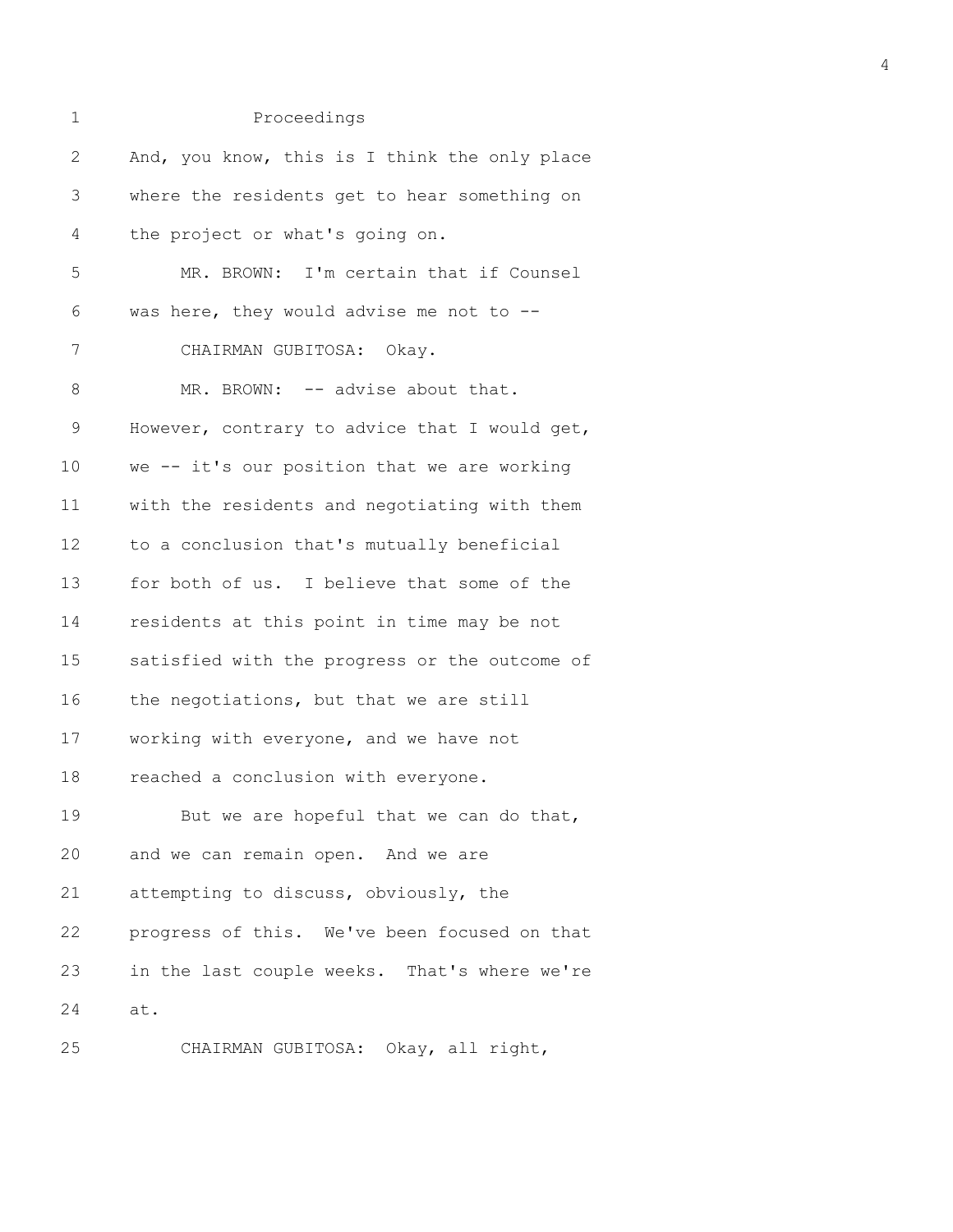Proceedings

And, you know, this is I think the only place where the residents get to hear something on the project or what's going on.

MR. BROWN: I'm certain that if Counsel was here, they would advise me not to --

CHAIRMAN GUBITOSA: Okay.

MR. BROWN: -- advise about that. However, contrary to advice that I would get, we -- it's our position that we are working with the residents and negotiating with them to a conclusion that's mutually beneficial for both of us. I believe that some of the residents at this point in time may be not satisfied with the progress or the outcome of the negotiations, but that we are still working with everyone, and we have not reached a conclusion with everyone.

But we are hopeful that we can do that, and we can remain open. And we are attempting to discuss, obviously, the progress of this. We've been focused on that in the last couple weeks. That's where we're at.

CHAIRMAN GUBITOSA: Okay, all right,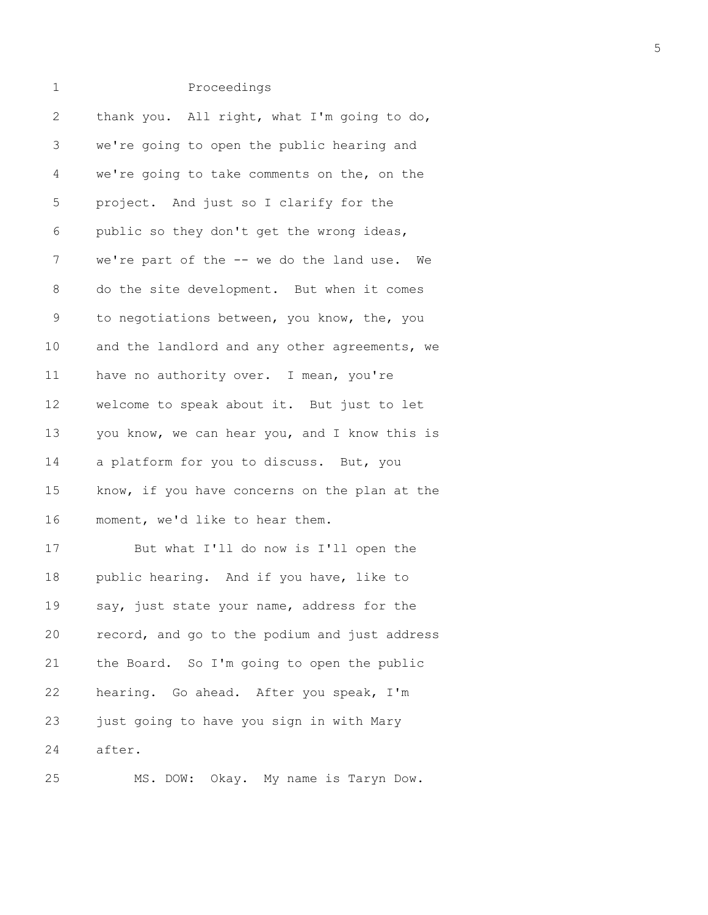Proceedings

thank you. All right, what I'm going to do, we're going to open the public hearing and we're going to take comments on the, on the project. And just so I clarify for the public so they don't get the wrong ideas, we're part of the -- we do the land use. We do the site development. But when it comes to negotiations between, you know, the, you and the landlord and any other agreements, we have no authority over. I mean, you're welcome to speak about it. But just to let you know, we can hear you, and I know this is a platform for you to discuss. But, you know, if you have concerns on the plan at the moment, we'd like to hear them.

But what I'll do now is I'll open the public hearing. And if you have, like to say, just state your name, address for the record, and go to the podium and just address the Board. So I'm going to open the public hearing. Go ahead. After you speak, I'm just going to have you sign in with Mary after.

MS. DOW: Okay. My name is Taryn Dow.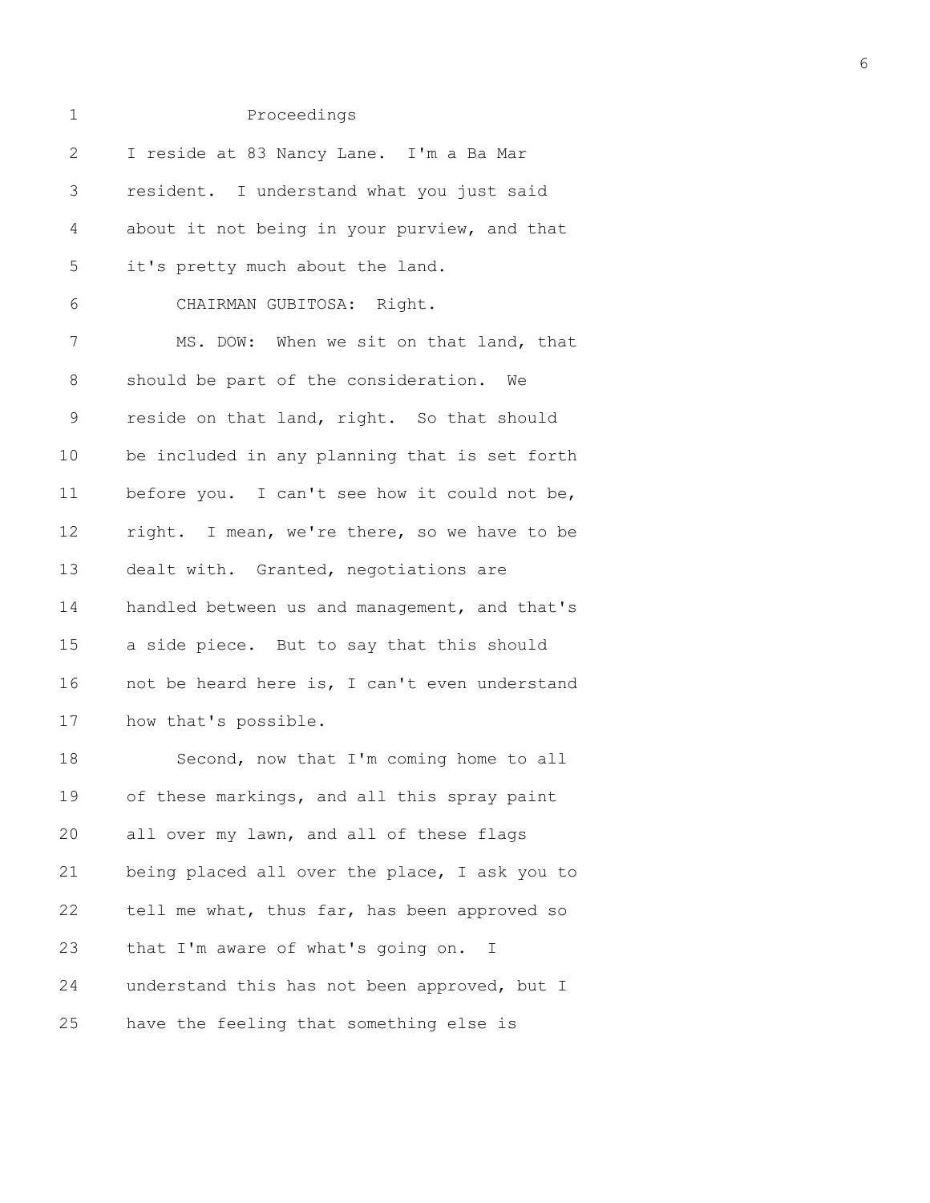Proceedings

I reside at 83 Nancy Lane. I'm a Ba Mar resident. I understand what you just said about it not being in your purview, and that it's pretty much about the land.

CHAIRMAN GUBITOSA: Right.

MS. DOW: When we sit on that land, that should be part of the consideration. We reside on that land, right. So that should be included in any planning that is set forth before you. I can't see how it could not be, right. I mean, we're there, so we have to be dealt with. Granted, negotiations are handled between us and management, and that's a side piece. But to say that this should not be heard here is, I can't even understand how that's possible.

Second, now that I'm coming home to all of these markings, and all this spray paint all over my lawn, and all of these flags being placed all over the place, I ask you to tell me what, thus far, has been approved so that I'm aware of what's going on. I understand this has not been approved, but I have the feeling that something else is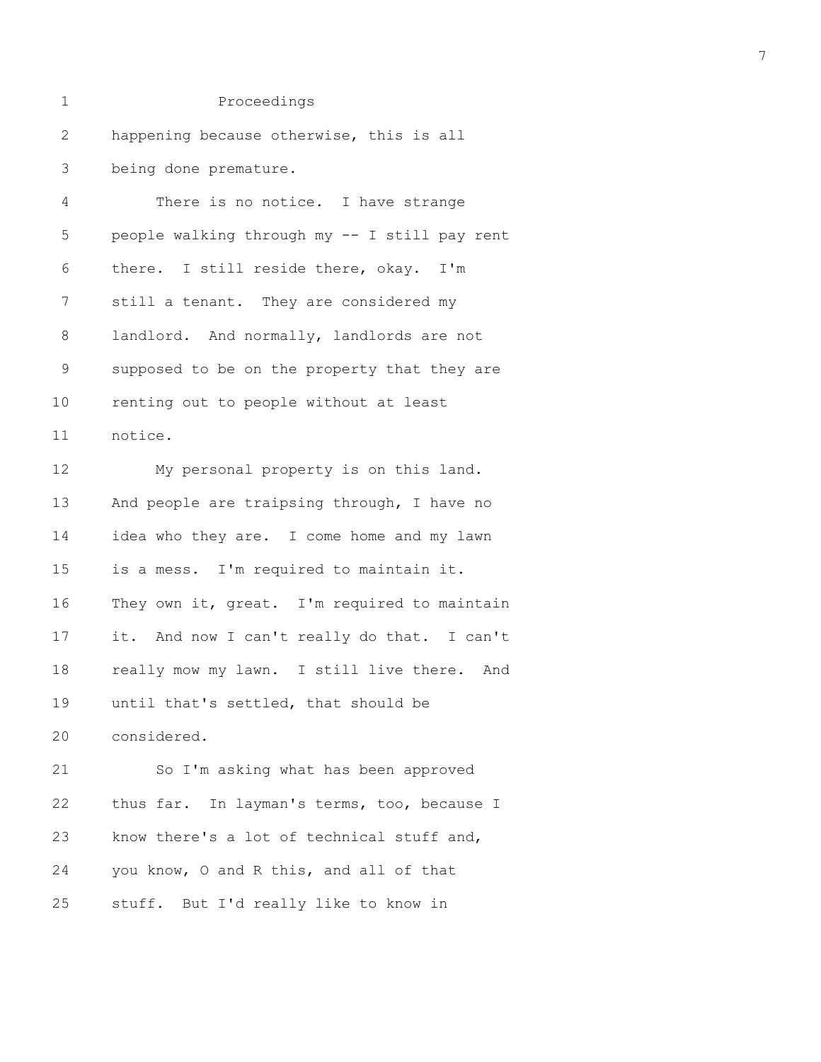Proceedings

happening because otherwise, this is all being done premature.

There is no notice. I have strange people walking through my -- I still pay rent there. I still reside there, okay. I'm still a tenant. They are considered my landlord. And normally, landlords are not supposed to be on the property that they are renting out to people without at least notice.

My personal property is on this land. And people are traipsing through, I have no idea who they are. I come home and my lawn is a mess. I'm required to maintain it. They own it, great. I'm required to maintain it. And now I can't really do that. I can't really mow my lawn. I still live there. And until that's settled, that should be considered.

So I'm asking what has been approved thus far. In layman's terms, too, because I know there's a lot of technical stuff and, you know, O and R this, and all of that stuff. But I'd really like to know in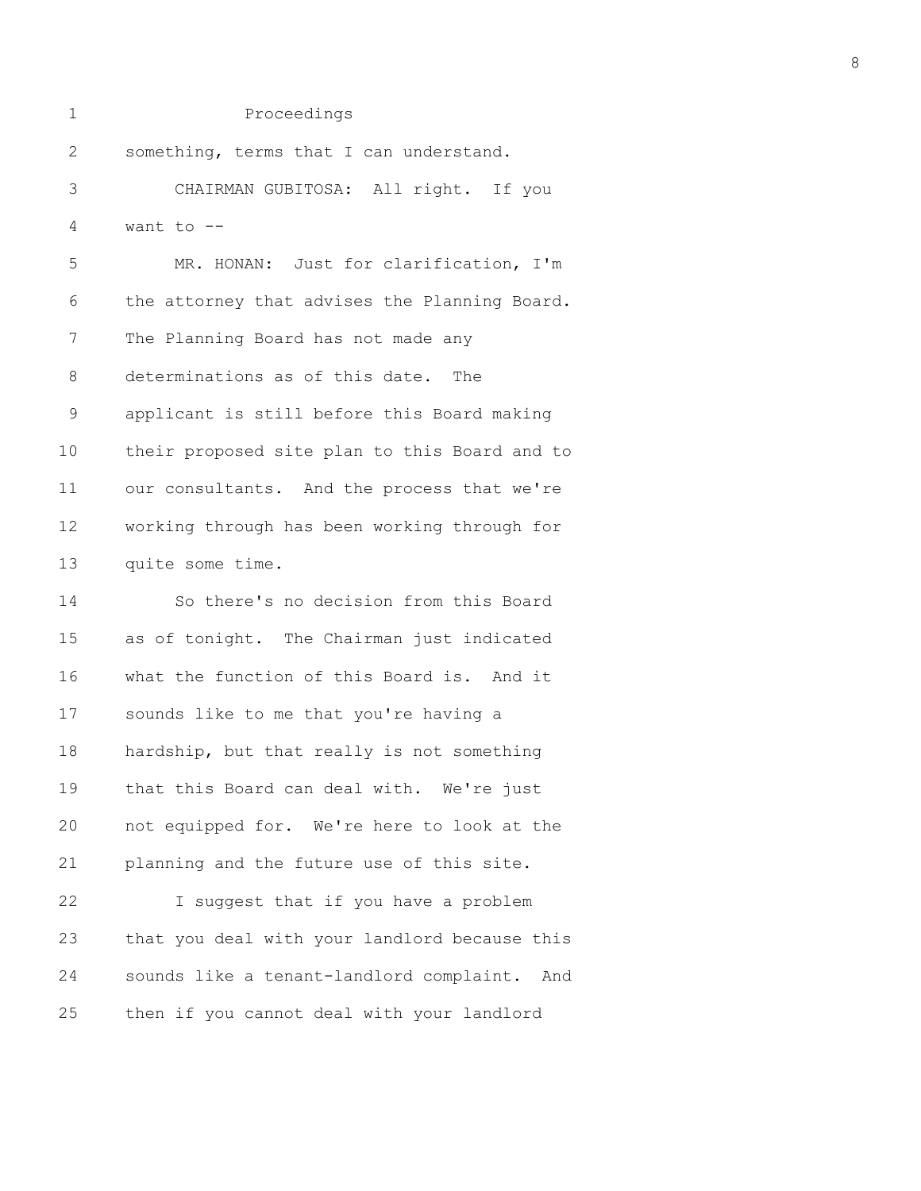something, terms that I can understand.

CHAIRMAN GUBITOSA: All right. If you want to --

MR. HONAN: Just for clarification, I'm the attorney that advises the Planning Board. The Planning Board has not made any determinations as of this date. The applicant is still before this Board making their proposed site plan to this Board and to our consultants. And the process that we're working through has been working through for quite some time.

So there's no decision from this Board as of tonight. The Chairman just indicated what the function of this Board is. And it sounds like to me that you're having a hardship, but that really is not something that this Board can deal with. We're just not equipped for. We're here to look at the planning and the future use of this site.

I suggest that if you have a problem that you deal with your landlord because this sounds like a tenant-landlord complaint. And then if you cannot deal with your landlord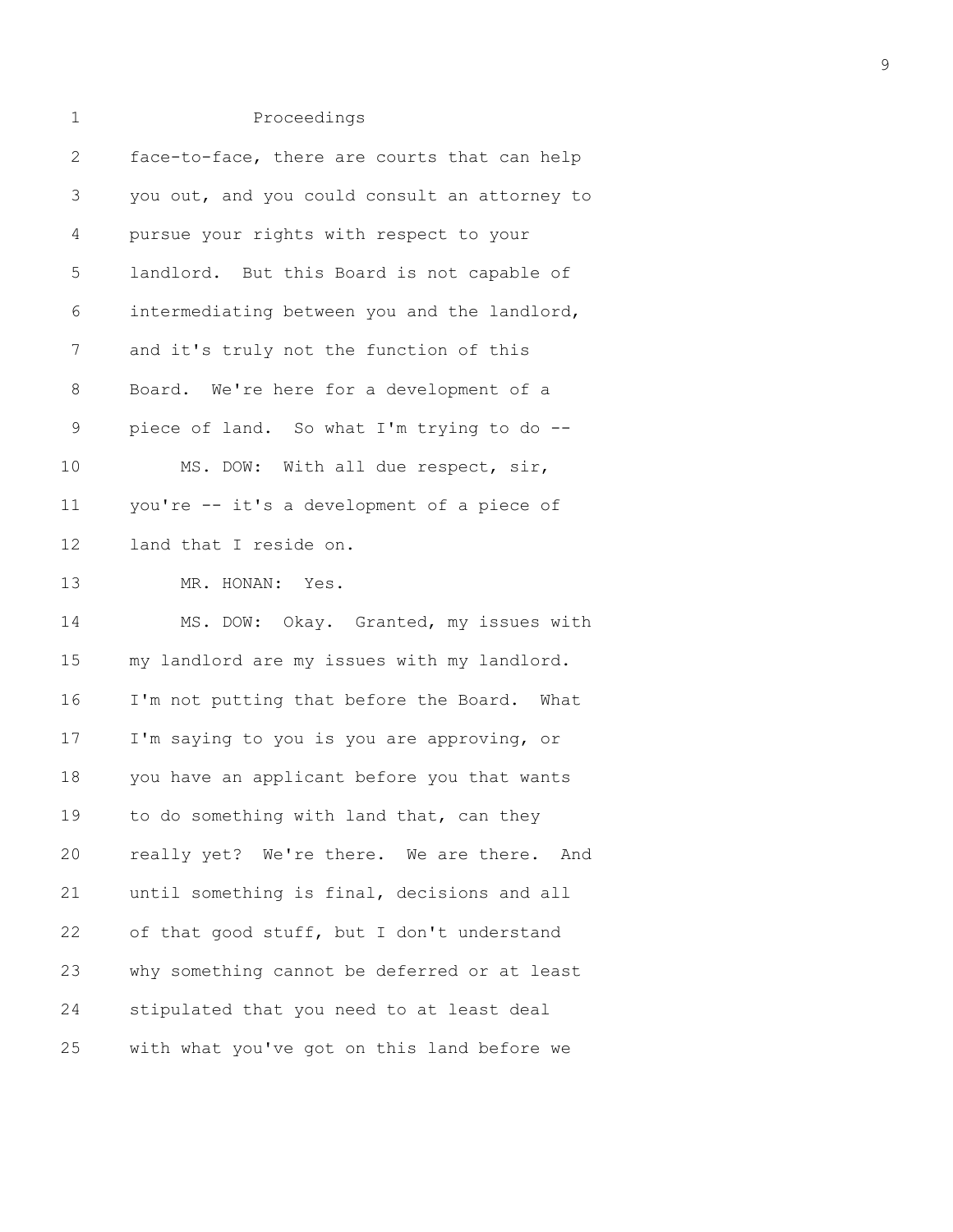Proceedings

face-to-face, there are courts that can help you out, and you could consult an attorney to pursue your rights with respect to your landlord. But this Board is not capable of intermediating between you and the landlord, and it's truly not the function of this Board. We're here for a development of a piece of land. So what I'm trying to do --

MS. DOW: With all due respect, sir, you're -- it's a development of a piece of land that I reside on.

MR. HONAN: Yes.

MS. DOW: Okay. Granted, my issues with my landlord are my issues with my landlord. I'm not putting that before the Board. What I'm saying to you is you are approving, or you have an applicant before you that wants to do something with land that, can they really yet? We're there. We are there. And until something is final, decisions and all of that good stuff, but I don't understand why something cannot be deferred or at least stipulated that you need to at least deal with what you've got on this land before we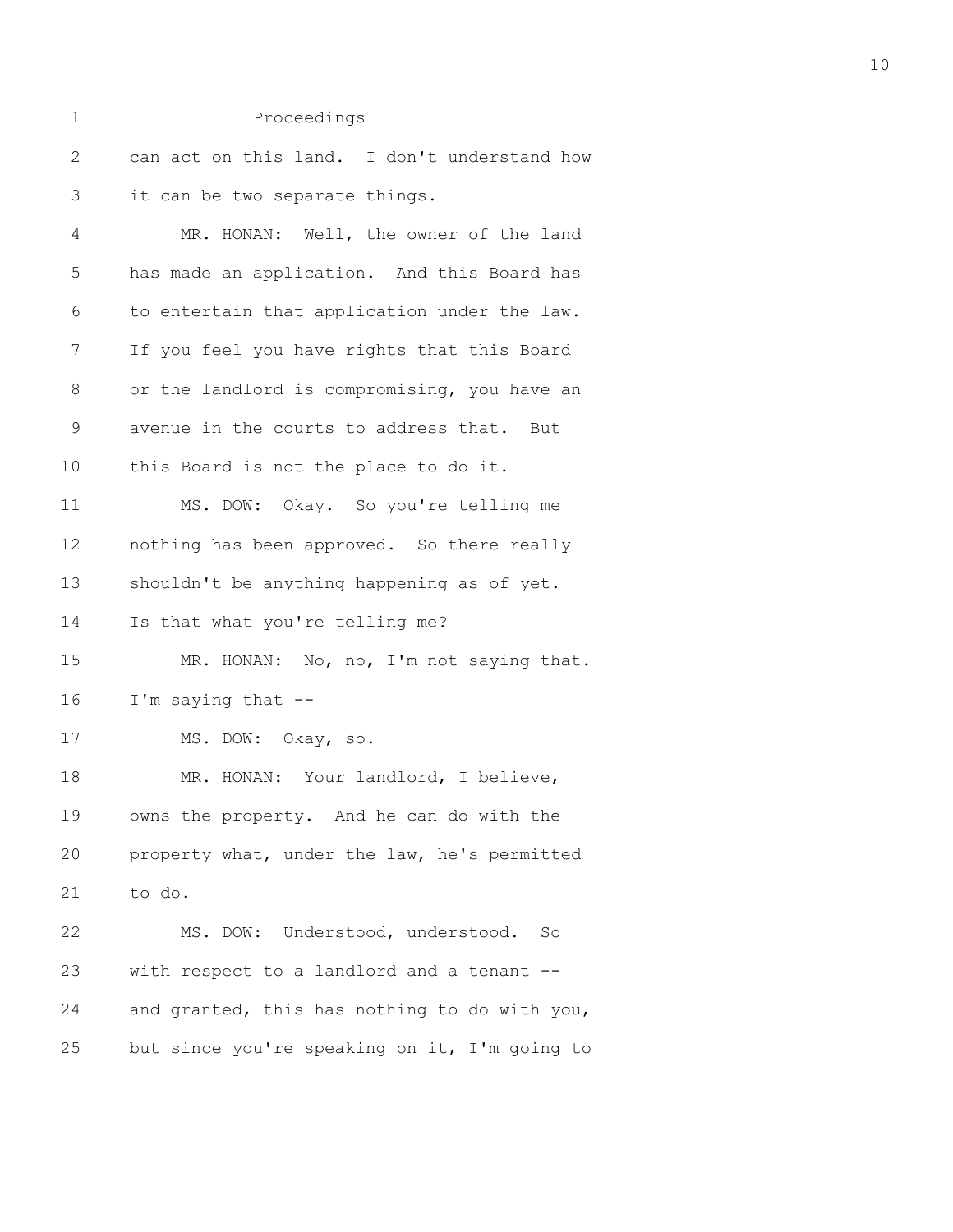can act on this land. I don't understand how it can be two separate things.

MR. HONAN: Well, the owner of the land has made an application. And this Board has to entertain that application under the law. If you feel you have rights that this Board or the landlord is compromising, you have an avenue in the courts to address that. But this Board is not the place to do it.

MS. DOW: Okay. So you're telling me nothing has been approved. So there really shouldn't be anything happening as of yet. Is that what you're telling me?

MR. HONAN: No, no, I'm not saying that. I'm saying that --

MS. DOW: Okay, so.

MR. HONAN: Your landlord, I believe, owns the property. And he can do with the property what, under the law, he's permitted to do.

MS. DOW: Understood, understood. So with respect to a landlord and a tenant -- and granted, this has nothing to do with you, but since you're speaking on it, I'm going to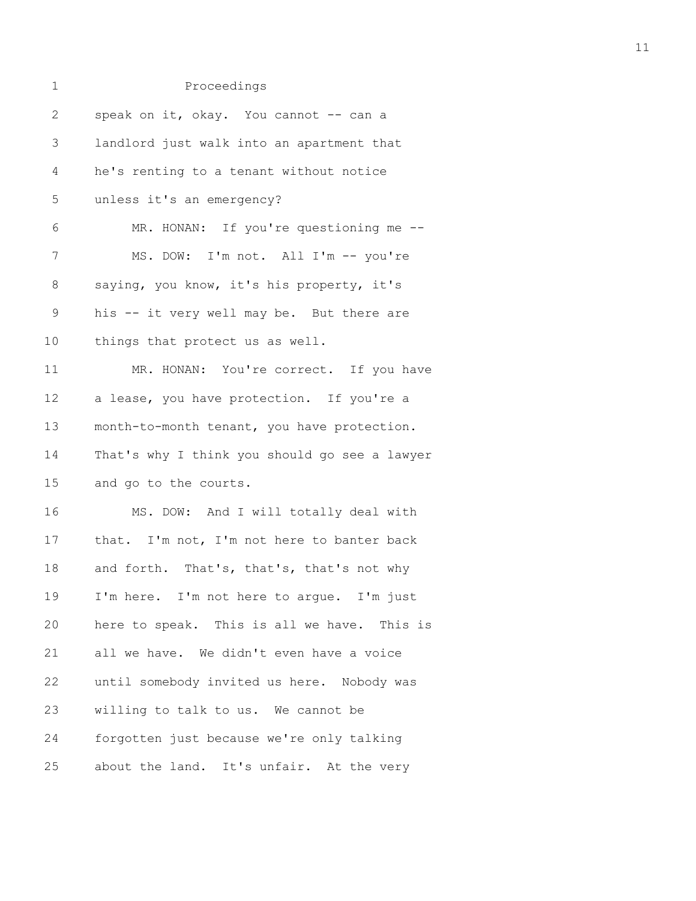speak on it, okay. You cannot -- can a landlord just walk into an apartment that he's renting to a tenant without notice unless it's an emergency?

MR. HONAN: If you're questioning me --

MS. DOW: I'm not. All I'm -- you're saying, you know, it's his property, it's his -- it very well may be. But there are things that protect us as well.

MR. HONAN: You're correct. If you have a lease, you have protection. If you're a month-to-month tenant, you have protection. That's why I think you should go see a lawyer and go to the courts.

MS. DOW: And I will totally deal with that. I'm not, I'm not here to banter back and forth. That's, that's, that's not why I'm here. I'm not here to argue. I'm just here to speak. This is all we have. This is all we have. We didn't even have a voice until somebody invited us here. Nobody was willing to talk to us. We cannot be forgotten just because we're only talking about the land. It's unfair. At the very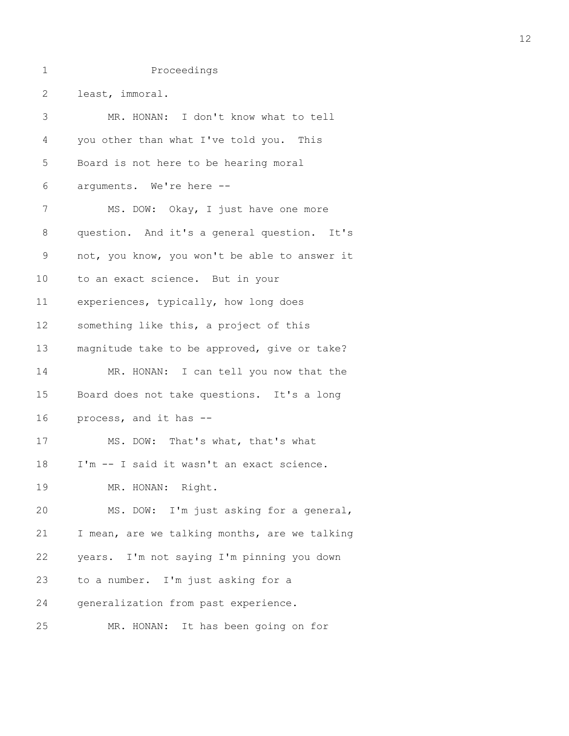Proceedings

least, immoral.

MR. HONAN: I don't know what to tell you other than what I've told you. This Board is not here to be hearing moral arguments. We're here --

MS. DOW: Okay, I just have one more question. And it's a general question. It's not, you know, you won't be able to answer it to an exact science. But in your experiences, typically, how long does something like this, a project of this magnitude take to be approved, give or take?

MR. HONAN: I can tell you now that the Board does not take questions. It's a long process, and it has --

MS. DOW: That's what, that's what I'm -- I said it wasn't an exact science.

MR. HONAN: Right.

MS. DOW: I'm just asking for a general, I mean, are we talking months, are we talking years. I'm not saying I'm pinning you down to a number. I'm just asking for a generalization from past experience.

MR. HONAN: It has been going on for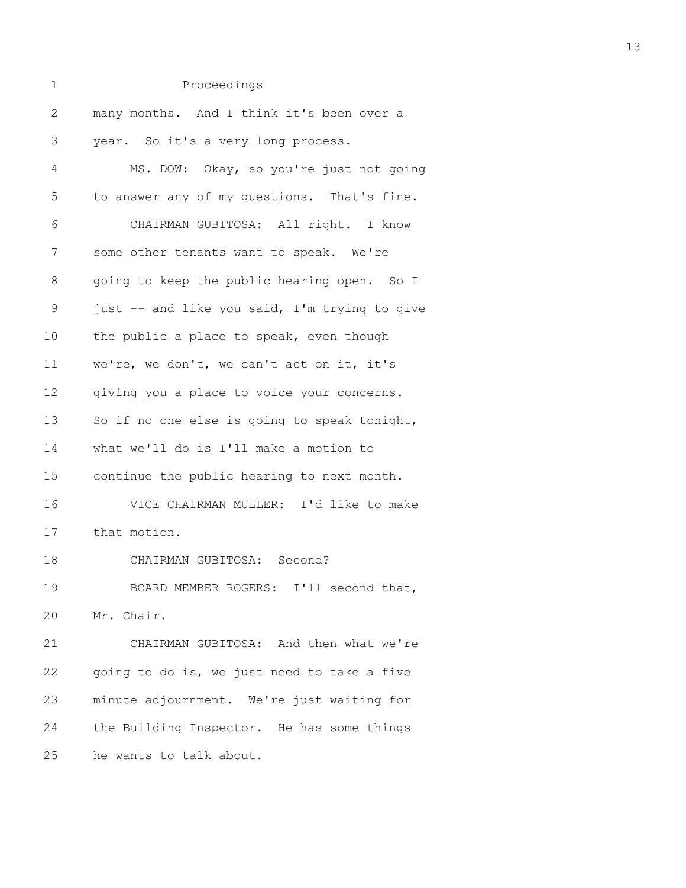Proceedings

many months. And I think it's been over a year. So it's a very long process.

MS. DOW: Okay, so you're just not going to answer any of my questions. That's fine.

CHAIRMAN GUBITOSA: All right. I know some other tenants want to speak. We're going to keep the public hearing open. So I just -- and like you said, I'm trying to give the public a place to speak, even though we're, we don't, we can't act on it, it's giving you a place to voice your concerns. So if no one else is going to speak tonight, what we'll do is I'll make a motion to continue the public hearing to next month.

VICE CHAIRMAN MULLER: I'd like to make that motion.

CHAIRMAN GUBITOSA: Second?

BOARD MEMBER ROGERS: I'll second that, Mr. Chair.

CHAIRMAN GUBITOSA: And then what we're going to do is, we just need to take a five minute adjournment. We're just waiting for the Building Inspector. He has some things he wants to talk about.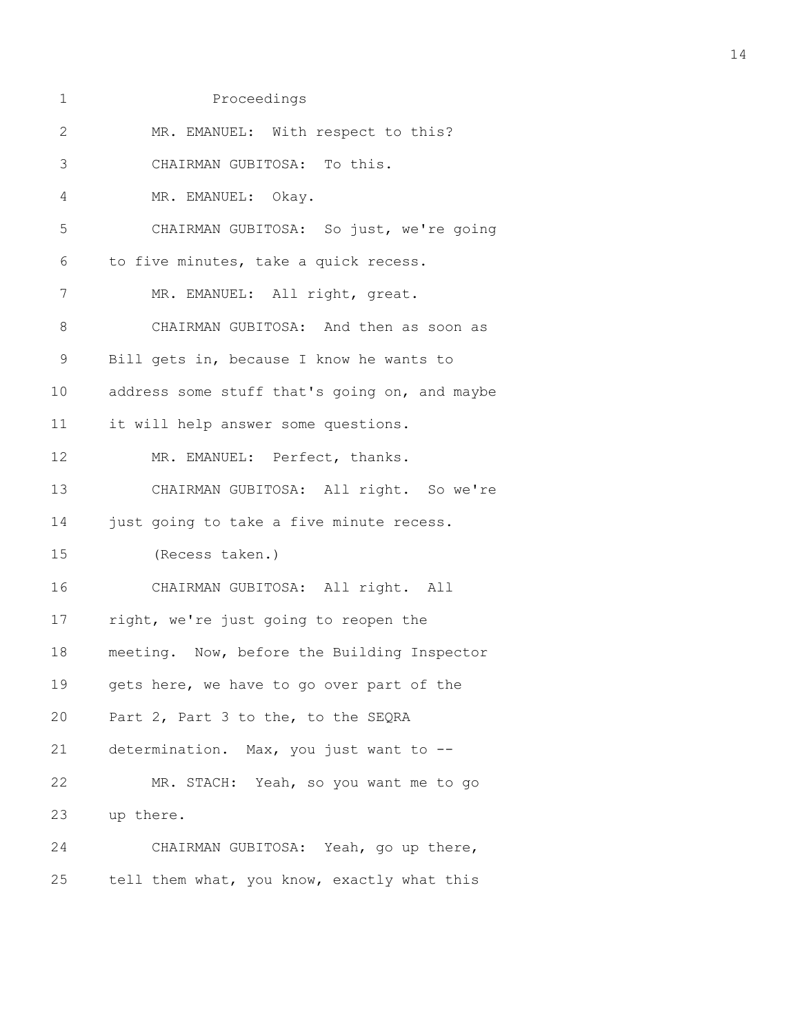Proceedings

MR. EMANUEL: With respect to this?

CHAIRMAN GUBITOSA: To this.

MR. EMANUEL: Okay.

CHAIRMAN GUBITOSA: So just, we're going to five minutes, take a quick recess.

MR. EMANUEL: All right, great.

CHAIRMAN GUBITOSA: And then as soon as Bill gets in, because I know he wants to address some stuff that's going on, and maybe it will help answer some questions.

MR. EMANUEL: Perfect, thanks.

CHAIRMAN GUBITOSA: All right. So we're just going to take a five minute recess.

(Recess taken.)

CHAIRMAN GUBITOSA: All right. All right, we're just going to reopen the meeting. Now, before the Building Inspector gets here, we have to go over part of the Part 2, Part 3 to the, to the SEQRA determination. Max, you just want to --

MR. STACH: Yeah, so you want me to go up there.

CHAIRMAN GUBITOSA: Yeah, go up there, tell them what, you know, exactly what this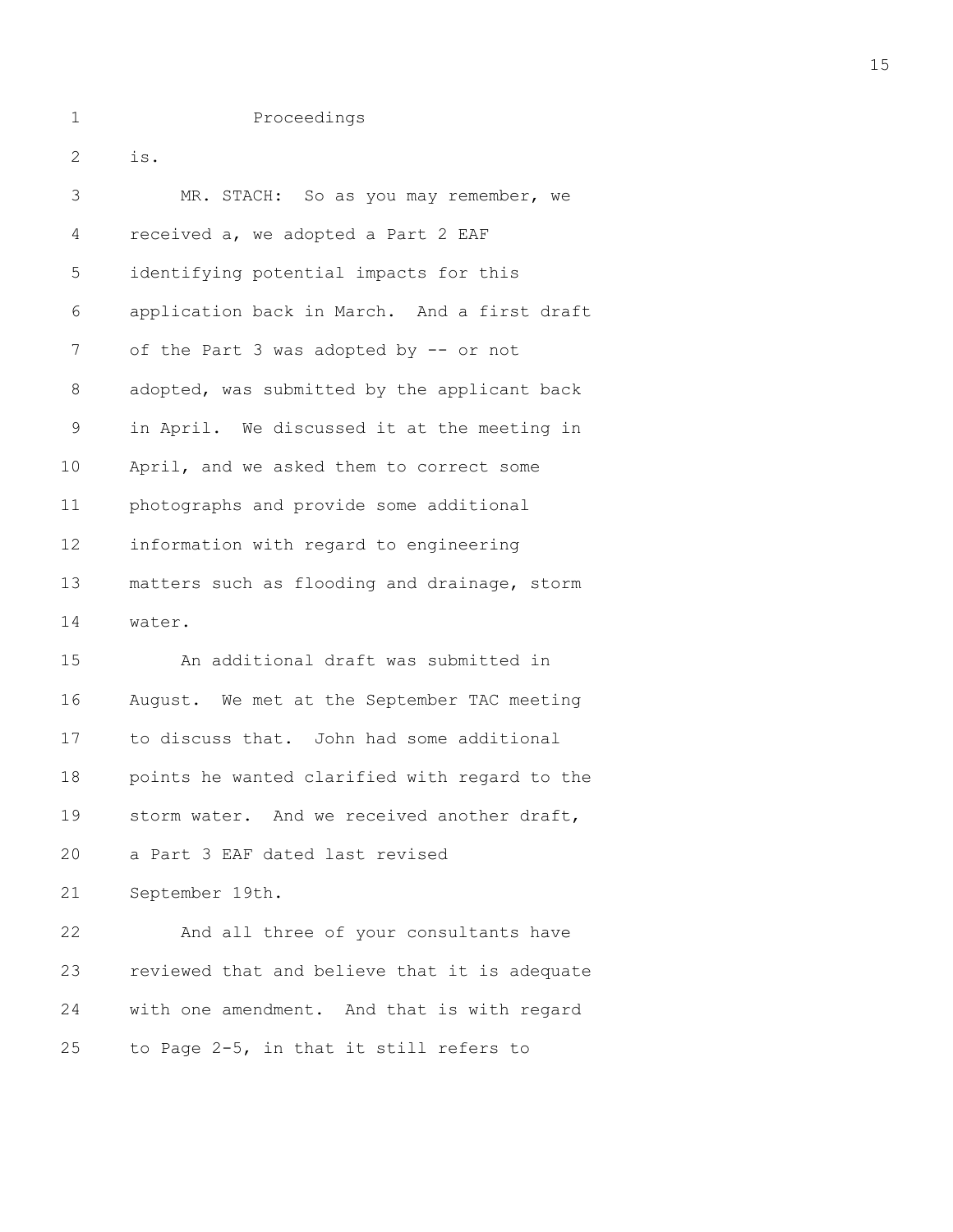Proceedings

is.

MR. STACH: So as you may remember, we received a, we adopted a Part 2 EAF identifying potential impacts for this application back in March. And a first draft of the Part 3 was adopted by -- or not adopted, was submitted by the applicant back in April. We discussed it at the meeting in April, and we asked them to correct some photographs and provide some additional information with regard to engineering matters such as flooding and drainage, storm water.

An additional draft was submitted in August. We met at the September TAC meeting to discuss that. John had some additional points he wanted clarified with regard to the storm water. And we received another draft, a Part 3 EAF dated last revised September 19th.

And all three of your consultants have reviewed that and believe that it is adequate with one amendment. And that is with regard to Page 2-5, in that it still refers to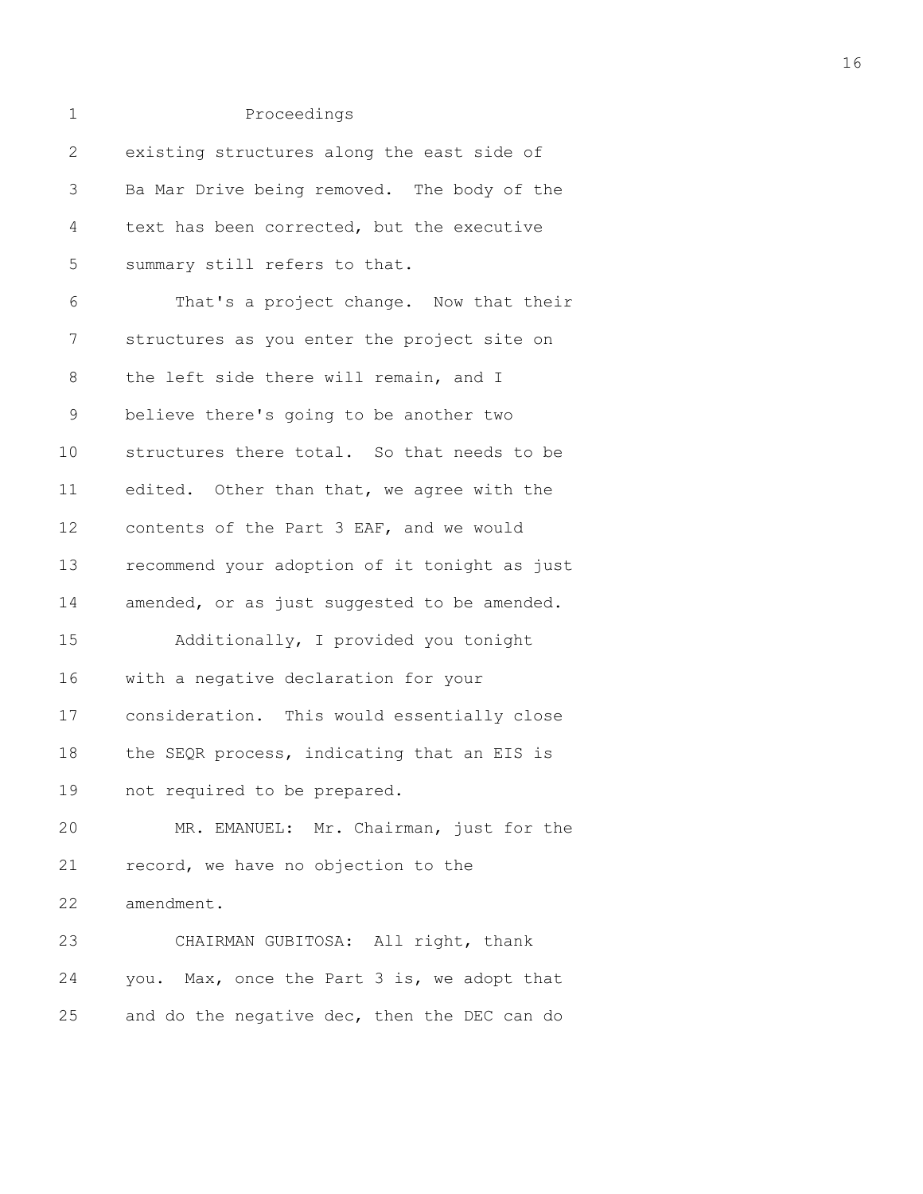existing structures along the east side of Ba Mar Drive being removed. The body of the text has been corrected, but the executive summary still refers to that.

That's a project change. Now that their structures as you enter the project site on the left side there will remain, and I believe there's going to be another two structures there total. So that needs to be edited. Other than that, we agree with the contents of the Part 3 EAF, and we would recommend your adoption of it tonight as just amended, or as just suggested to be amended.

Additionally, I provided you tonight with a negative declaration for your consideration. This would essentially close the SEQR process, indicating that an EIS is not required to be prepared.

MR. EMANUEL: Mr. Chairman, just for the record, we have no objection to the amendment.

CHAIRMAN GUBITOSA: All right, thank you. Max, once the Part 3 is, we adopt that and do the negative dec, then the DEC can do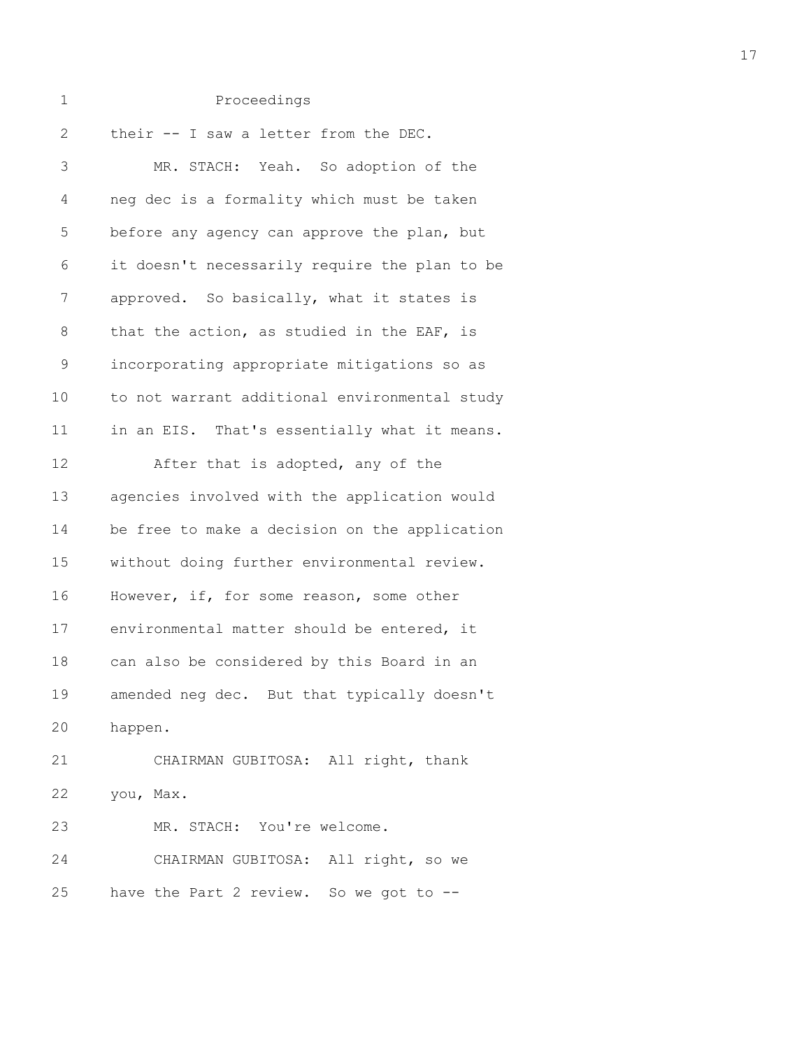their -- I saw a letter from the DEC.

MR. STACH: Yeah. So adoption of the neg dec is a formality which must be taken before any agency can approve the plan, but it doesn't necessarily require the plan to be approved. So basically, what it states is that the action, as studied in the EAF, is incorporating appropriate mitigations so as to not warrant additional environmental study in an EIS. That's essentially what it means.

After that is adopted, any of the agencies involved with the application would be free to make a decision on the application without doing further environmental review. However, if, for some reason, some other environmental matter should be entered, it can also be considered by this Board in an amended neg dec. But that typically doesn't happen.

CHAIRMAN GUBITOSA: All right, thank you, Max.

MR. STACH: You're welcome.

CHAIRMAN GUBITOSA: All right, so we have the Part 2 review. So we got to --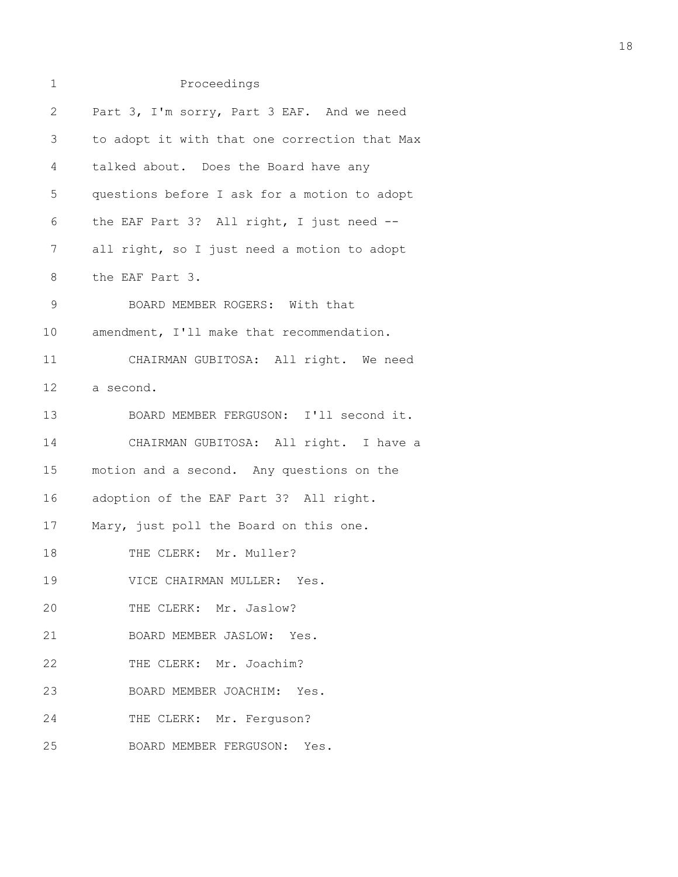Proceedings

Part 3, I'm sorry, Part 3 EAF. And we need to adopt it with that one correction that Max talked about. Does the Board have any questions before I ask for a motion to adopt the EAF Part 3? All right, I just need -- all right, so I just need a motion to adopt the EAF Part 3.

BOARD MEMBER ROGERS: With that amendment, I'll make that recommendation.

CHAIRMAN GUBITOSA: All right. We need a second.

BOARD MEMBER FERGUSON: I'll second it.

CHAIRMAN GUBITOSA: All right. I have a motion and a second. Any questions on the adoption of the EAF Part 3? All right. Mary, just poll the Board on this one.

THE CLERK: Mr. Muller?

VICE CHAIRMAN MULLER: Yes.

THE CLERK: Mr. Jaslow?

BOARD MEMBER JASLOW: Yes.

THE CLERK: Mr. Joachim?

BOARD MEMBER JOACHIM: Yes.

THE CLERK: Mr. Ferguson?

BOARD MEMBER FERGUSON: Yes.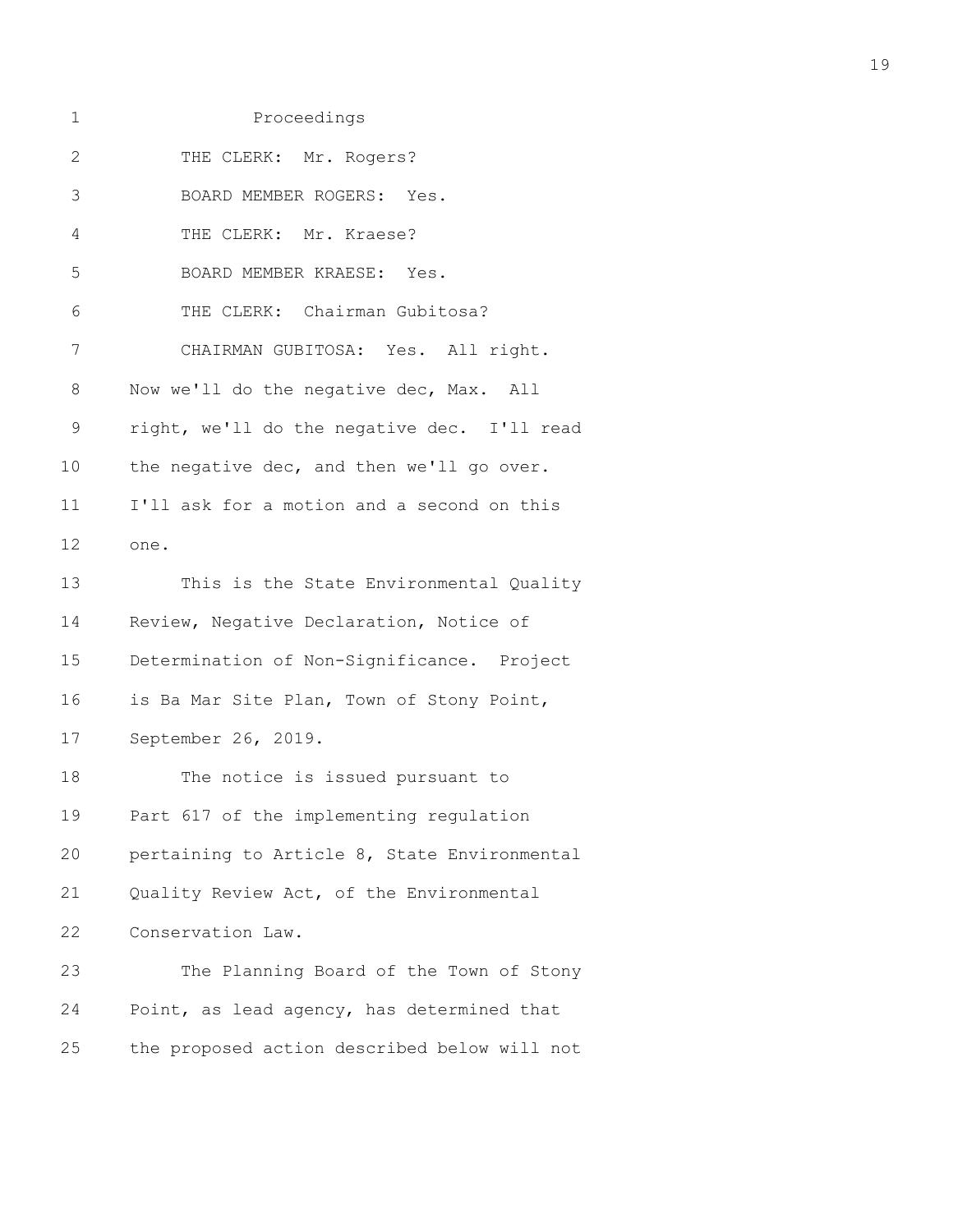Proceedings

THE CLERK: Mr. Rogers?

BOARD MEMBER ROGERS: Yes.

THE CLERK: Mr. Kraese?

BOARD MEMBER KRAESE: Yes.

THE CLERK: Chairman Gubitosa?

CHAIRMAN GUBITOSA: Yes. All right. Now we'll do the negative dec, Max. All right, we'll do the negative dec. I'll read the negative dec, and then we'll go over. I'll ask for a motion and a second on this one.

This is the State Environmental Quality Review, Negative Declaration, Notice of Determination of Non-Significance. Project is Ba Mar Site Plan, Town of Stony Point, September 26, 2019.

The notice is issued pursuant to Part 617 of the implementing regulation pertaining to Article 8, State Environmental Quality Review Act, of the Environmental Conservation Law.

The Planning Board of the Town of Stony Point, as lead agency, has determined that the proposed action described below will not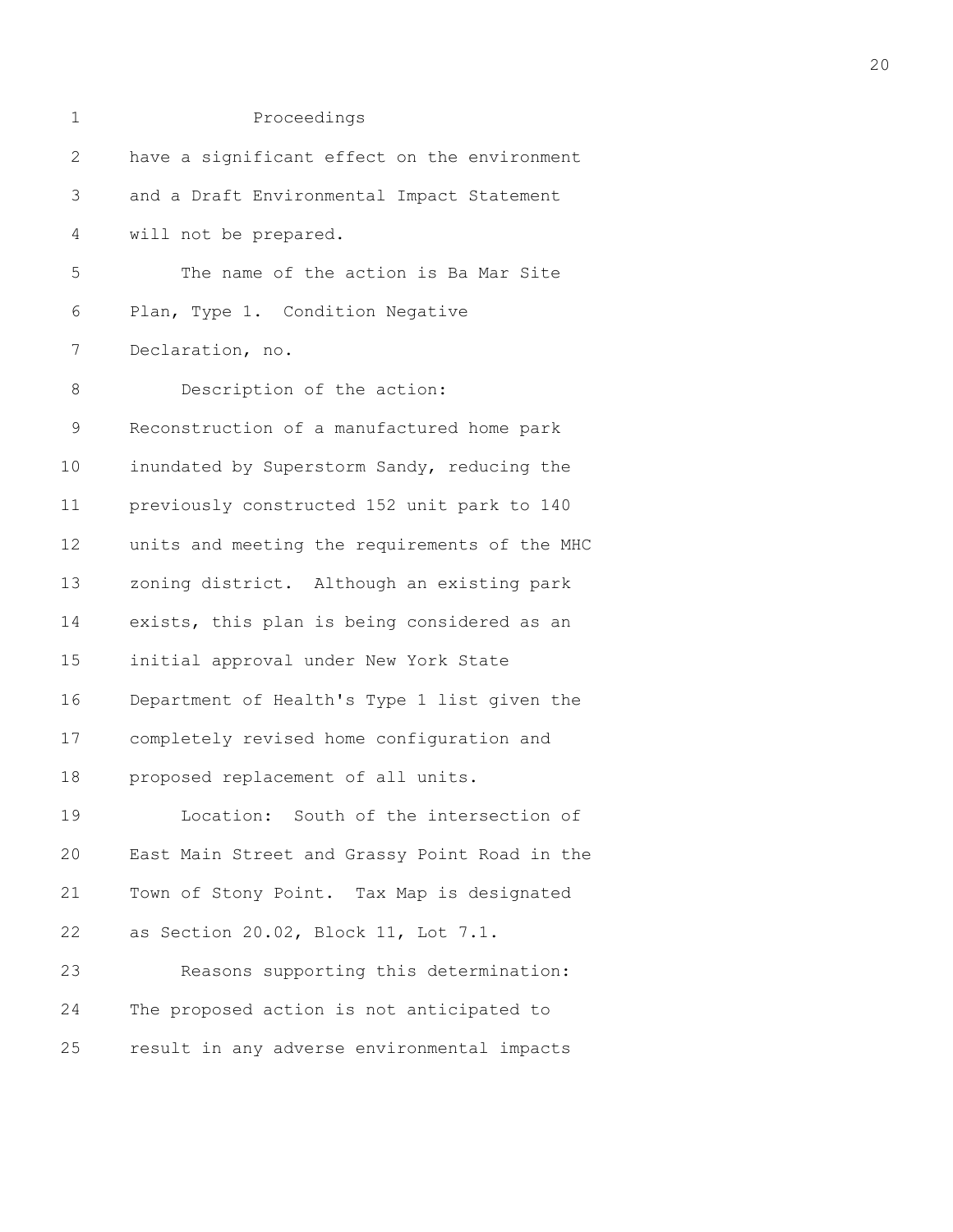Proceedings

have a significant effect on the environment and a Draft Environmental Impact Statement will not be prepared.

The name of the action is Ba Mar Site Plan, Type 1. Condition Negative Declaration, no.

Description of the action: Reconstruction of a manufactured home park inundated by Superstorm Sandy, reducing the previously constructed 152 unit park to 140 units and meeting the requirements of the MHC zoning district. Although an existing park exists, this plan is being considered as an initial approval under New York State Department of Health's Type 1 list given the completely revised home configuration and proposed replacement of all units.

Location: South of the intersection of East Main Street and Grassy Point Road in the Town of Stony Point. Tax Map is designated as Section 20.02, Block 11, Lot 7.1.

Reasons supporting this determination: The proposed action is not anticipated to result in any adverse environmental impacts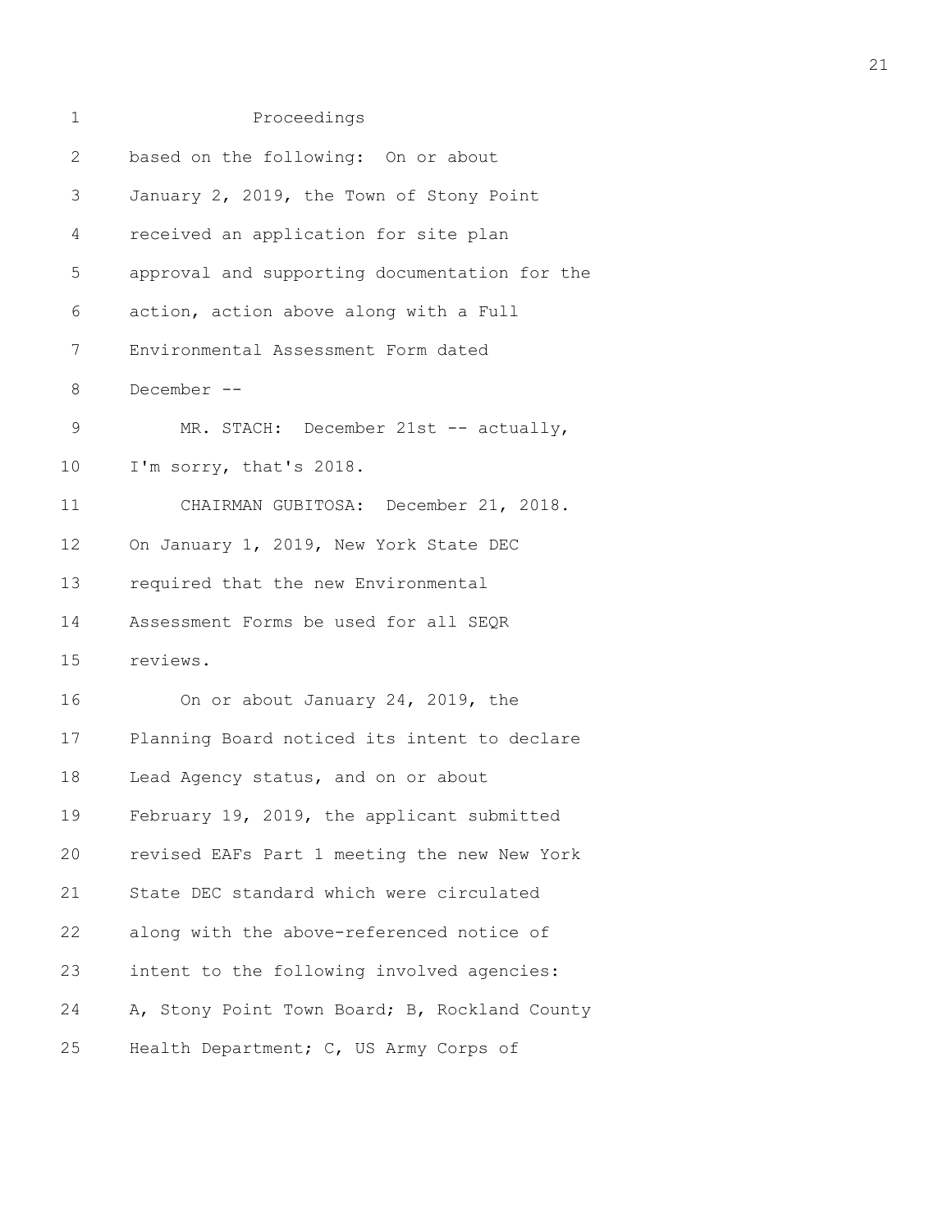Proceedings

based on the following: On or about January 2, 2019, the Town of Stony Point received an application for site plan approval and supporting documentation for the action, action above along with a Full Environmental Assessment Form dated December --

MR. STACH: December 21st -- actually, I'm sorry, that's 2018.

CHAIRMAN GUBITOSA: December 21, 2018. On January 1, 2019, New York State DEC required that the new Environmental Assessment Forms be used for all SEQR reviews.

On or about January 24, 2019, the Planning Board noticed its intent to declare Lead Agency status, and on or about February 19, 2019, the applicant submitted revised EAFs Part 1 meeting the new New York State DEC standard which were circulated along with the above-referenced notice of intent to the following involved agencies: A, Stony Point Town Board; B, Rockland County Health Department; C, US Army Corps of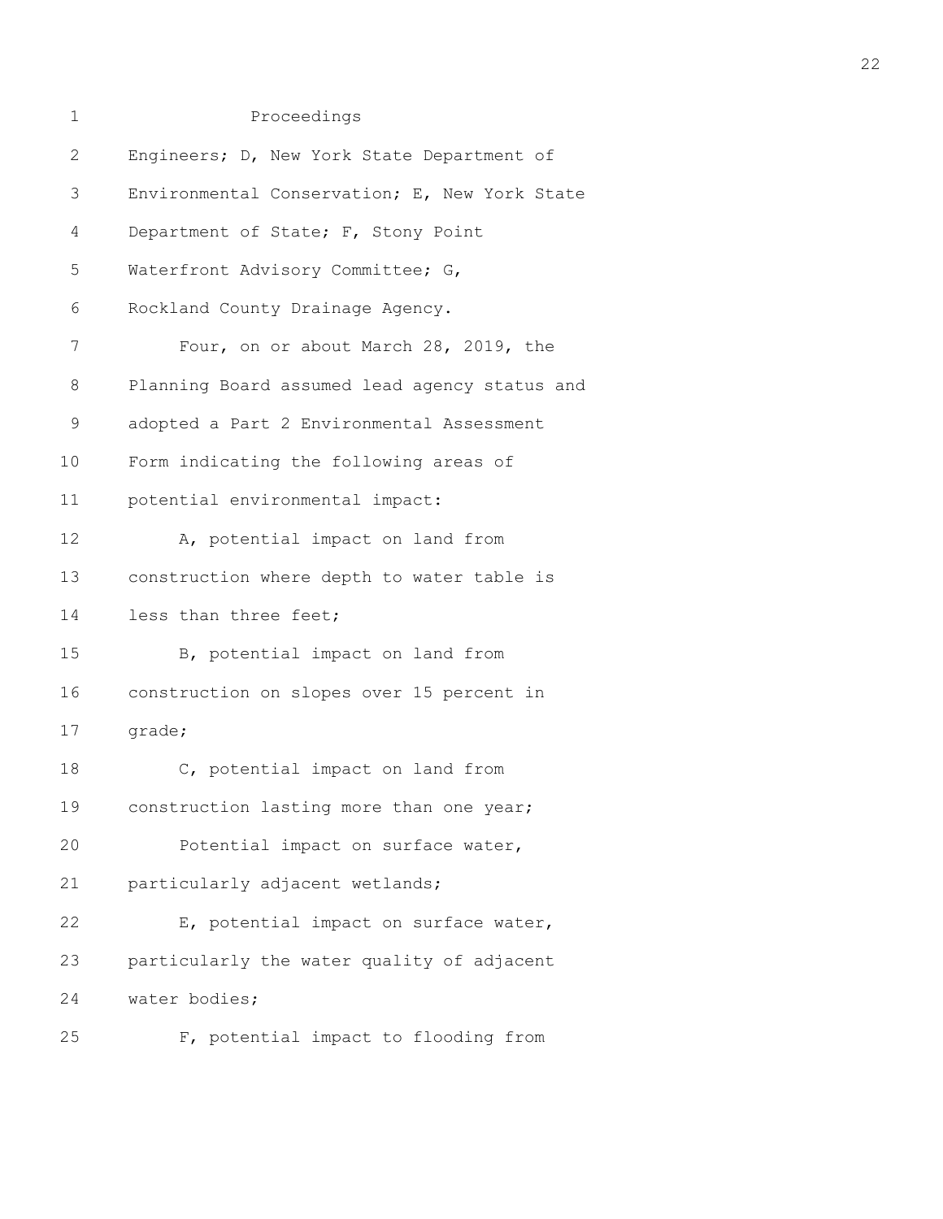Engineers; D, New York State Department of Environmental Conservation; E, New York State Department of State; F, Stony Point Waterfront Advisory Committee; G, Rockland County Drainage Agency.

Four, on or about March 28, 2019, the Planning Board assumed lead agency status and adopted a Part 2 Environmental Assessment Form indicating the following areas of potential environmental impact:

A, potential impact on land from construction where depth to water table is less than three feet;

B, potential impact on land from construction on slopes over 15 percent in grade;

C, potential impact on land from construction lasting more than one year;

Potential impact on surface water, particularly adjacent wetlands;

E, potential impact on surface water, particularly the water quality of adjacent water bodies;

F, potential impact to flooding from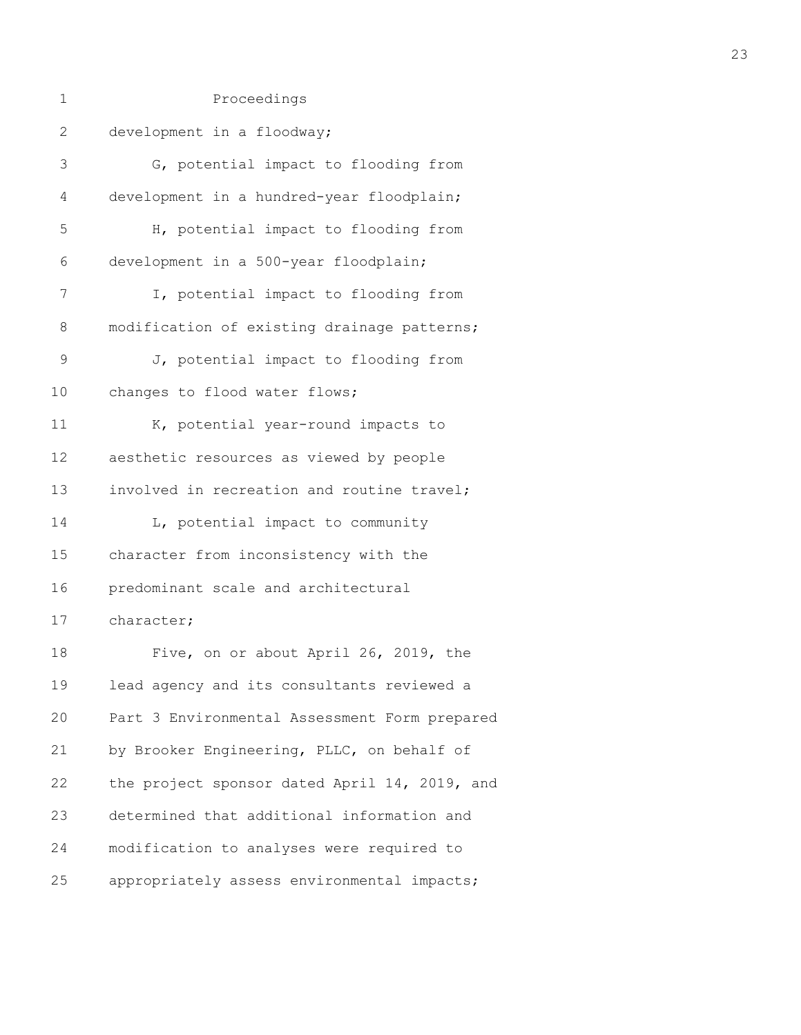Proceedings

development in a floodway;

G, potential impact to flooding from development in a hundred-year floodplain;

H, potential impact to flooding from development in a 500-year floodplain;

I, potential impact to flooding from modification of existing drainage patterns;

J, potential impact to flooding from changes to flood water flows;

K, potential year-round impacts to aesthetic resources as viewed by people involved in recreation and routine travel;

L, potential impact to community character from inconsistency with the predominant scale and architectural character;

Five, on or about April 26, 2019, the lead agency and its consultants reviewed a Part 3 Environmental Assessment Form prepared by Brooker Engineering, PLLC, on behalf of the project sponsor dated April 14, 2019, and determined that additional information and modification to analyses were required to appropriately assess environmental impacts;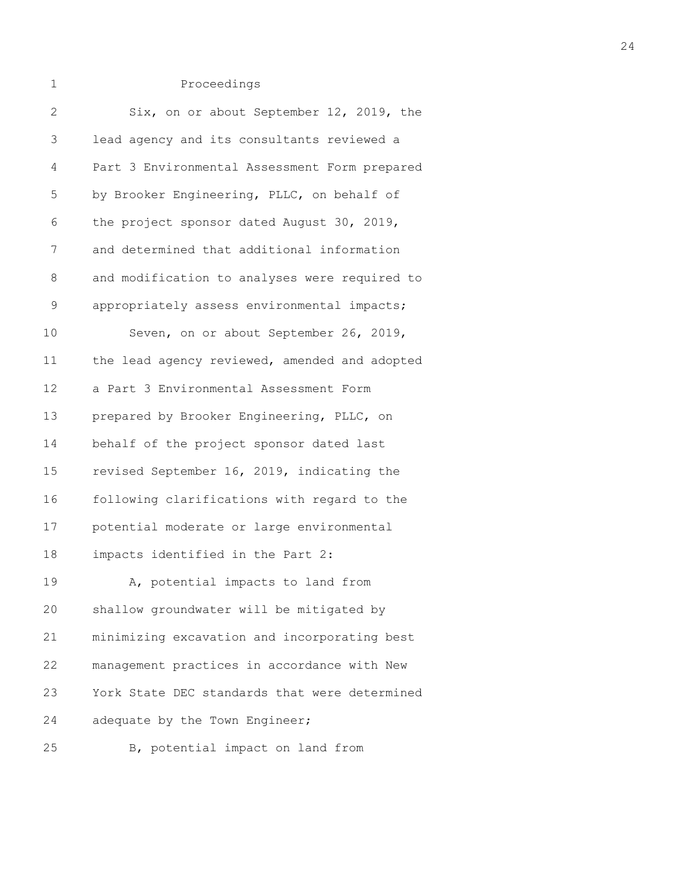Proceedings

Six, on or about September 12, 2019, the lead agency and its consultants reviewed a Part 3 Environmental Assessment Form prepared by Brooker Engineering, PLLC, on behalf of the project sponsor dated August 30, 2019, and determined that additional information and modification to analyses were required to appropriately assess environmental impacts;

Seven, on or about September 26, 2019, the lead agency reviewed, amended and adopted a Part 3 Environmental Assessment Form prepared by Brooker Engineering, PLLC, on behalf of the project sponsor dated last revised September 16, 2019, indicating the following clarifications with regard to the potential moderate or large environmental impacts identified in the Part 2:

A, potential impacts to land from shallow groundwater will be mitigated by minimizing excavation and incorporating best management practices in accordance with New York State DEC standards that were determined adequate by the Town Engineer;

B, potential impact on land from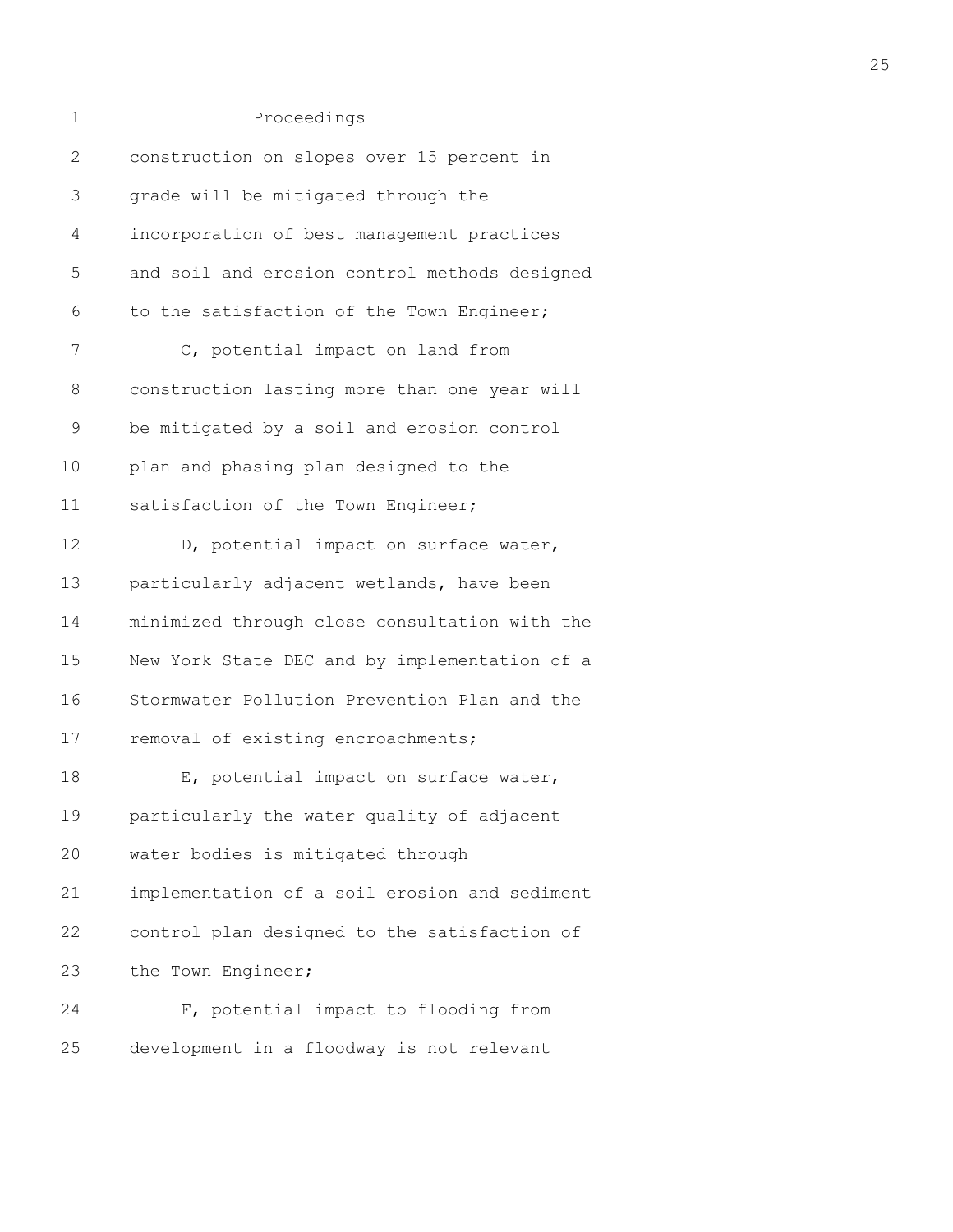construction on slopes over 15 percent in grade will be mitigated through the incorporation of best management practices and soil and erosion control methods designed to the satisfaction of the Town Engineer;

C, potential impact on land from construction lasting more than one year will be mitigated by a soil and erosion control plan and phasing plan designed to the satisfaction of the Town Engineer;

D, potential impact on surface water, particularly adjacent wetlands, have been minimized through close consultation with the New York State DEC and by implementation of a Stormwater Pollution Prevention Plan and the removal of existing encroachments;

E, potential impact on surface water, particularly the water quality of adjacent water bodies is mitigated through implementation of a soil erosion and sediment control plan designed to the satisfaction of the Town Engineer;

F, potential impact to flooding from development in a floodway is not relevant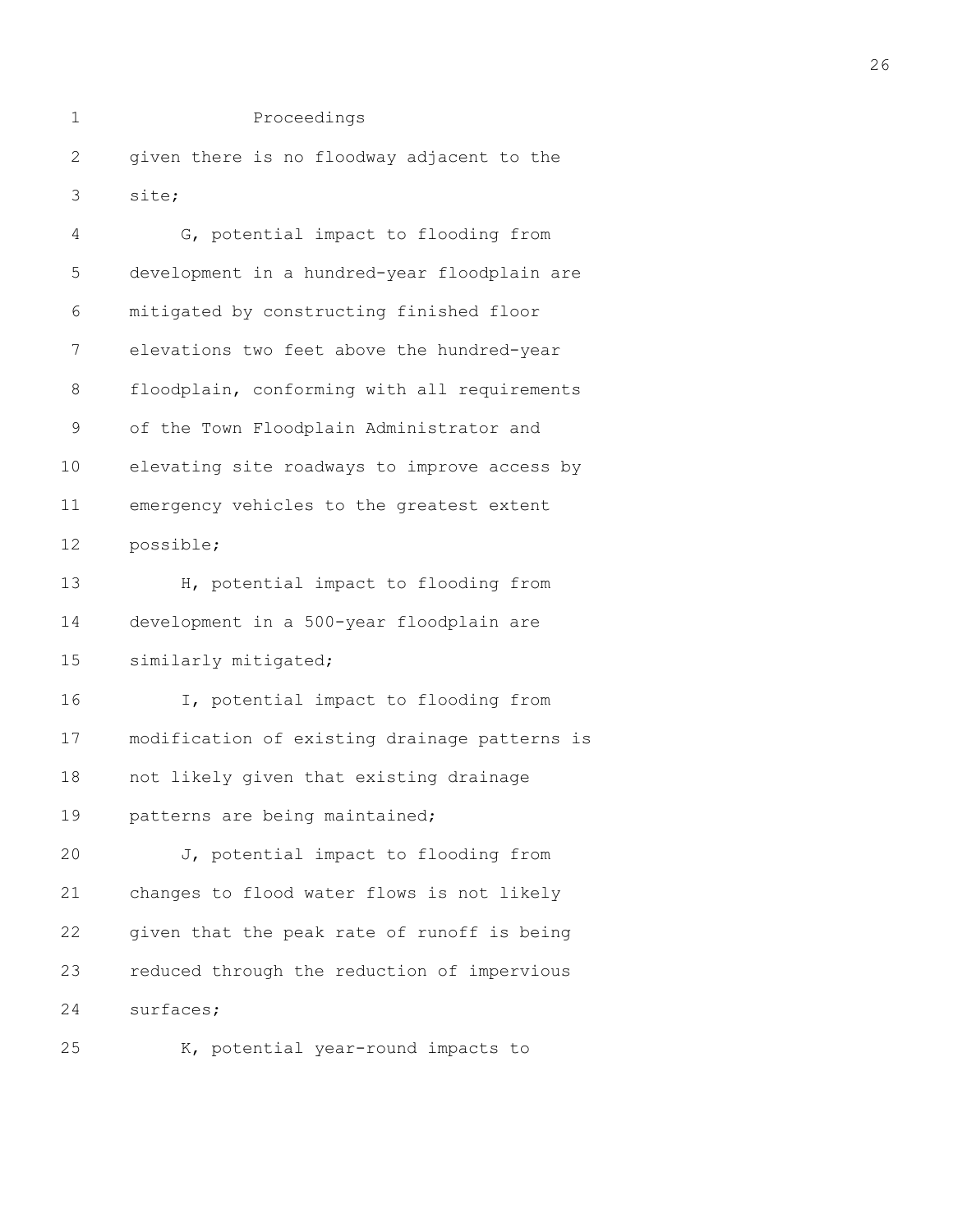given there is no floodway adjacent to the site;

G, potential impact to flooding from development in a hundred-year floodplain are mitigated by constructing finished floor elevations two feet above the hundred-year floodplain, conforming with all requirements of the Town Floodplain Administrator and elevating site roadways to improve access by emergency vehicles to the greatest extent possible;

H, potential impact to flooding from development in a 500-year floodplain are similarly mitigated;

I, potential impact to flooding from modification of existing drainage patterns is not likely given that existing drainage patterns are being maintained;

J, potential impact to flooding from changes to flood water flows is not likely given that the peak rate of runoff is being reduced through the reduction of impervious surfaces;

K, potential year-round impacts to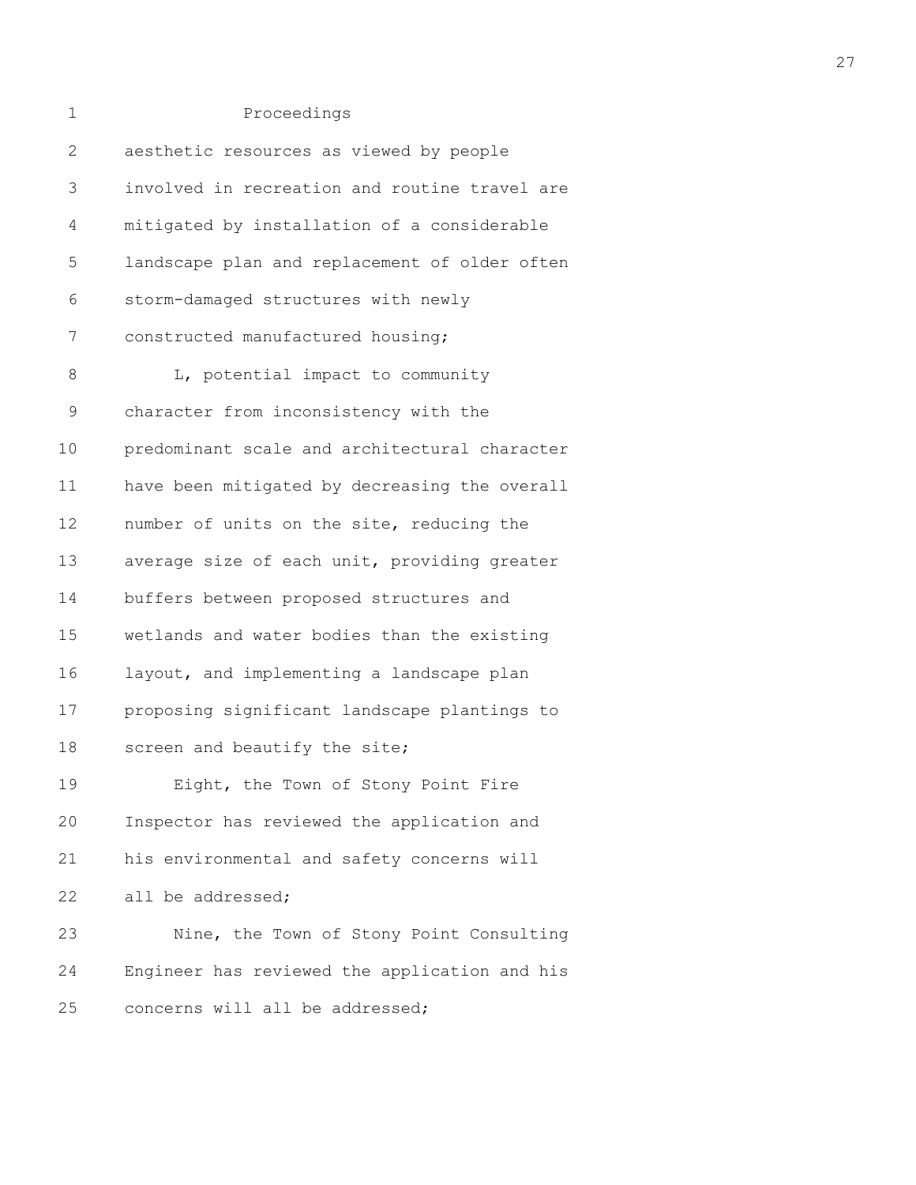aesthetic resources as viewed by people involved in recreation and routine travel are mitigated by installation of a considerable landscape plan and replacement of older often storm-damaged structures with newly constructed manufactured housing;

L, potential impact to community character from inconsistency with the predominant scale and architectural character have been mitigated by decreasing the overall number of units on the site, reducing the average size of each unit, providing greater buffers between proposed structures and wetlands and water bodies than the existing layout, and implementing a landscape plan proposing significant landscape plantings to screen and beautify the site;

Eight, the Town of Stony Point Fire Inspector has reviewed the application and his environmental and safety concerns will all be addressed;

Nine, the Town of Stony Point Consulting Engineer has reviewed the application and his concerns will all be addressed;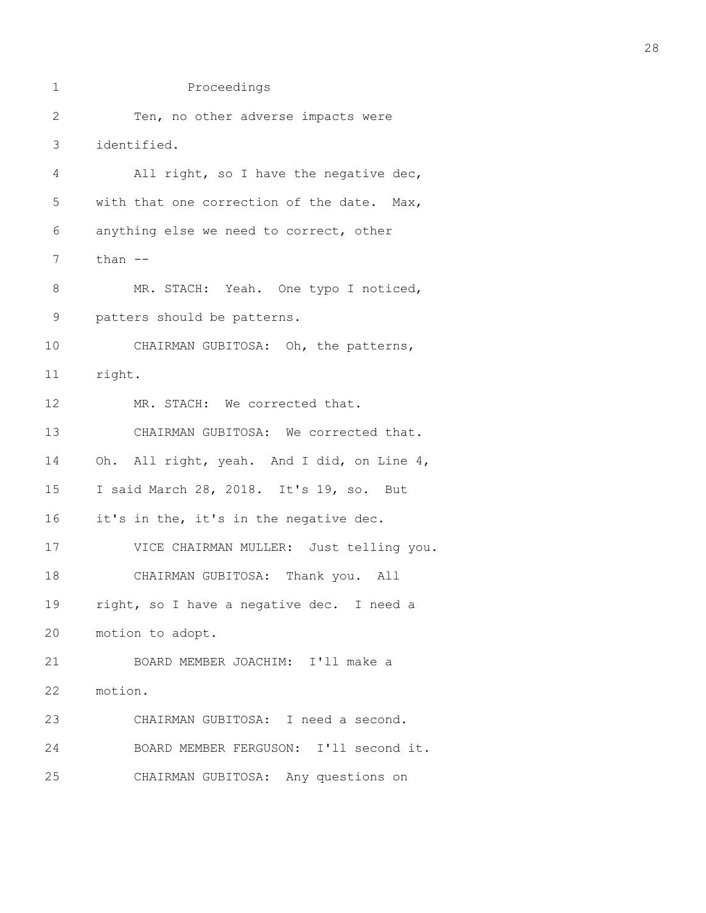Proceedings

Ten, no other adverse impacts were identified.

All right, so I have the negative dec, with that one correction of the date. Max, anything else we need to correct, other than --

MR. STACH: Yeah. One typo I noticed, patters should be patterns.

CHAIRMAN GUBITOSA: Oh, the patterns, right.

MR. STACH: We corrected that.

CHAIRMAN GUBITOSA: We corrected that. Oh. All right, yeah. And I did, on Line 4, I said March 28, 2018. It's 19, so. But it's in the, it's in the negative dec.

VICE CHAIRMAN MULLER: Just telling you.

CHAIRMAN GUBITOSA: Thank you. All right, so I have a negative dec. I need a motion to adopt.

BOARD MEMBER JOACHIM: I'll make a motion.

CHAIRMAN GUBITOSA: I need a second.

BOARD MEMBER FERGUSON: I'll second it.

CHAIRMAN GUBITOSA: Any questions on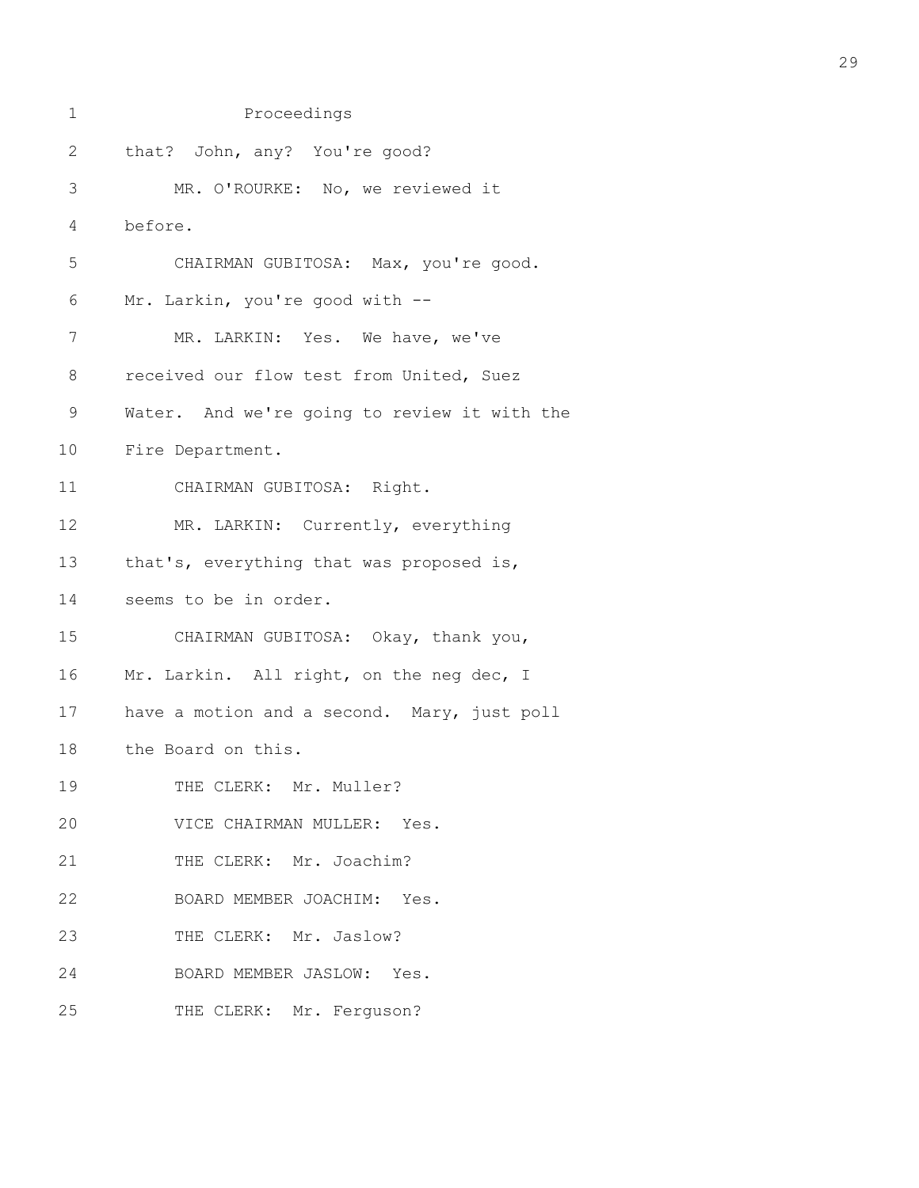Proceedings

that? John, any? You're good?

MR. O'ROURKE: No, we reviewed it before.

CHAIRMAN GUBITOSA: Max, you're good. Mr. Larkin, you're good with --

MR. LARKIN: Yes. We have, we've received our flow test from United, Suez Water. And we're going to review it with the Fire Department.

CHAIRMAN GUBITOSA: Right.

MR. LARKIN: Currently, everything that's, everything that was proposed is, seems to be in order.

CHAIRMAN GUBITOSA: Okay, thank you, Mr. Larkin. All right, on the neg dec, I have a motion and a second. Mary, just poll the Board on this.

THE CLERK: Mr. Muller?

VICE CHAIRMAN MULLER: Yes.

THE CLERK: Mr. Joachim?

BOARD MEMBER JOACHIM: Yes.

THE CLERK: Mr. Jaslow?

BOARD MEMBER JASLOW: Yes.

THE CLERK: Mr. Ferguson?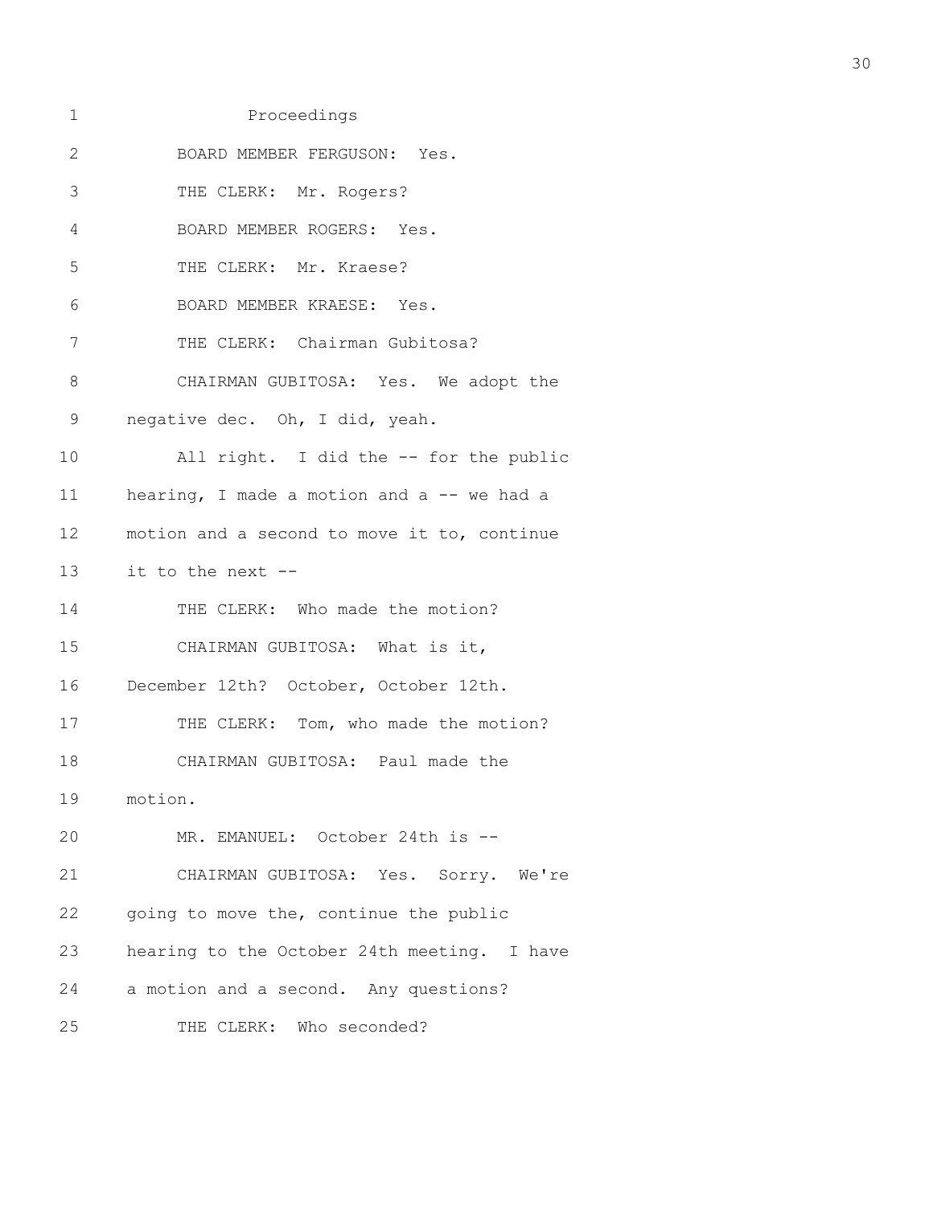Proceedings

BOARD MEMBER FERGUSON: Yes.

THE CLERK: Mr. Rogers?

BOARD MEMBER ROGERS: Yes.

THE CLERK: Mr. Kraese?

BOARD MEMBER KRAESE: Yes.

THE CLERK: Chairman Gubitosa?

CHAIRMAN GUBITOSA: Yes. We adopt the negative dec. Oh, I did, yeah.

All right. I did the -- for the public hearing, I made a motion and a -- we had a motion and a second to move it to, continue it to the next --

THE CLERK: Who made the motion?

CHAIRMAN GUBITOSA: What is it, December 12th? October, October 12th.

THE CLERK: Tom, who made the motion?

CHAIRMAN GUBITOSA: Paul made the motion.

MR. EMANUEL: October 24th is --

CHAIRMAN GUBITOSA: Yes. Sorry. We're going to move the, continue the public hearing to the October 24th meeting. I have a motion and a second. Any questions?

THE CLERK: Who seconded?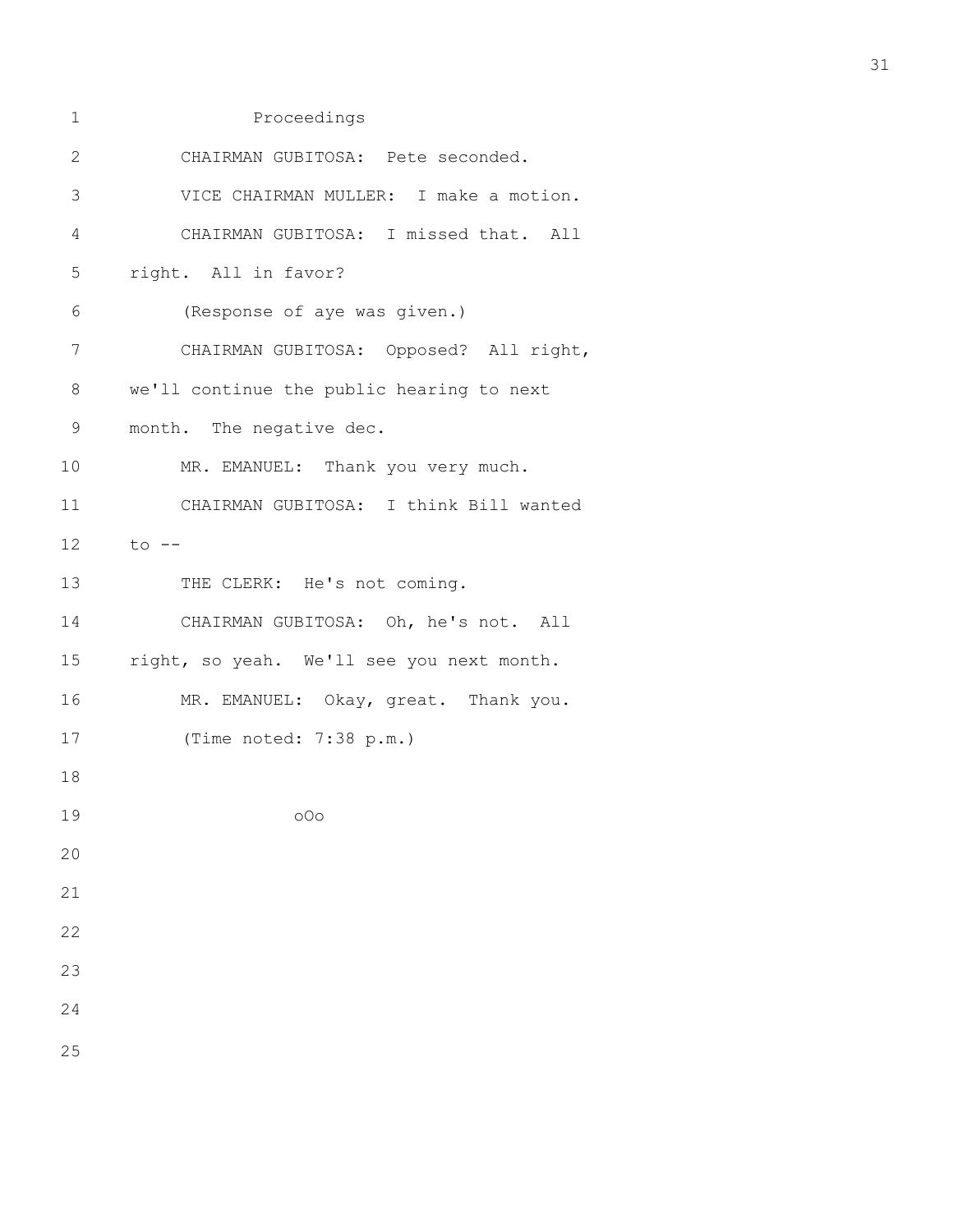Proceedings

CHAIRMAN GUBITOSA: Pete seconded.

VICE CHAIRMAN MULLER: I make a motion.

CHAIRMAN GUBITOSA: I missed that. All right. All in favor?

(Response of aye was given.)

CHAIRMAN GUBITOSA: Opposed? All right, we'll continue the public hearing to next month. The negative dec.

MR. EMANUEL: Thank you very much.

CHAIRMAN GUBITOSA: I think Bill wanted to --

THE CLERK: He's not coming.

CHAIRMAN GUBITOSA: Oh, he's not. All right, so yeah. We'll see you next month.

MR. EMANUEL: Okay, great. Thank you.

(Time noted: 7:38 p.m.)

oOo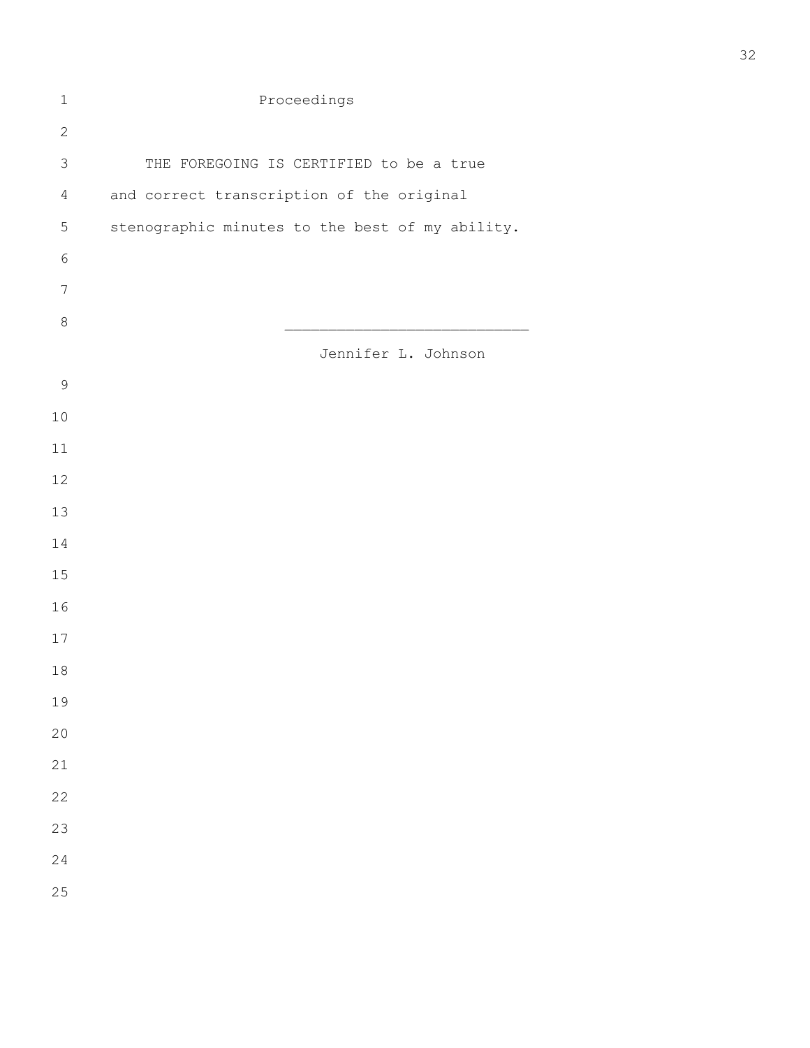Proceedings

THE FOREGOING IS CERTIFIED to be a true and correct transcription of the original stenographic minutes to the best of my ability.

___________________________

Jennifer L. Johnson